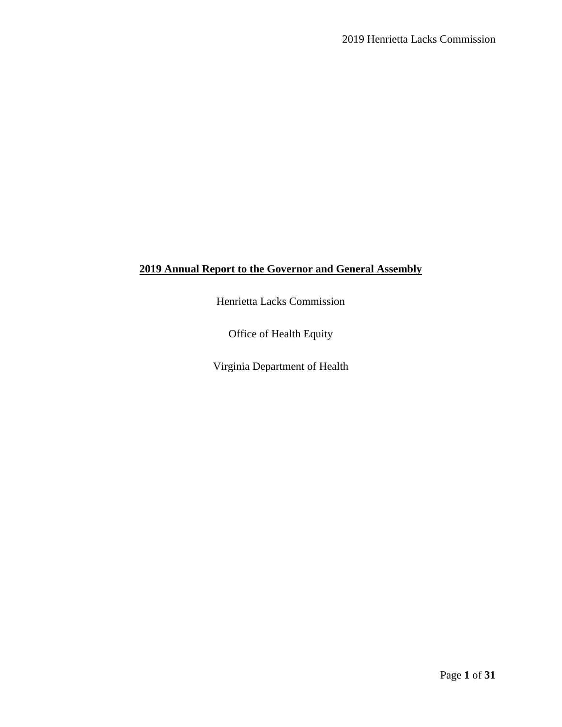# 2019 Annual Report to the Governor and General Assembly

Henrietta Lacks Commission

Office of Health Equity

Virginia Department of Health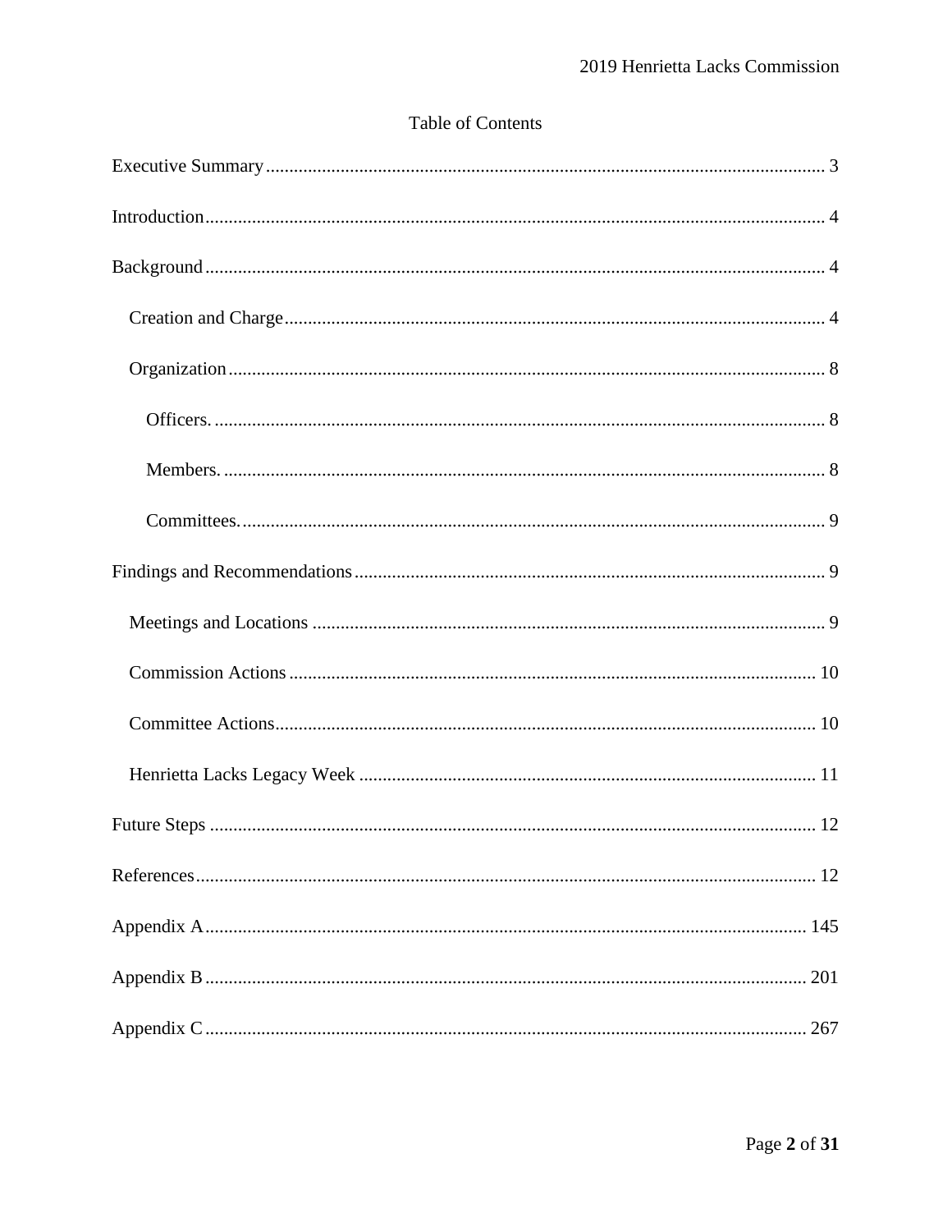## Table of Contents

Executive Summary ........................................................................................................ 3

Introduction ................................................................................................................... 4

Background ................................................................................................................... 4

- Creation and Charge ................................................................................................ 4
- Organization ............................................................................................................. 8
  - Officers. ............................................................................................................... 8
  - Members. ............................................................................................................. 8
  - Committees. ......................................................................................................... 9

Findings and Recommendations .................................................................................... 9

- Meetings and Locations ............................................................................................ 9
- Commission Actions ................................................................................................. 10
- Committee Actions ................................................................................................... 10
- Henrietta Lacks Legacy Week .................................................................................. 11

Future Steps ................................................................................................................... 12

References ..................................................................................................................... 12

Appendix A .................................................................................................................... 145

Appendix B .................................................................................................................... 201

Appendix C .................................................................................................................... 267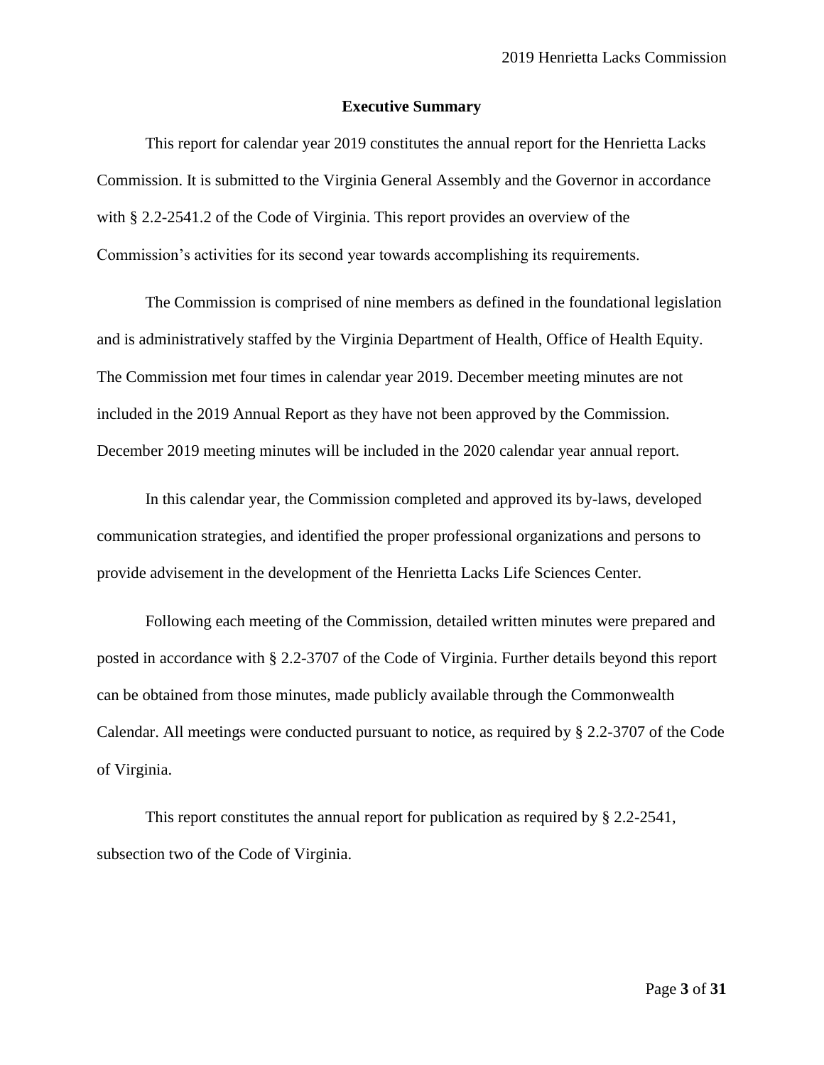## Executive Summary

This report for calendar year 2019 constitutes the annual report for the Henrietta Lacks Commission. It is submitted to the Virginia General Assembly and the Governor in accordance with § 2.2-2541.2 of the Code of Virginia. This report provides an overview of the Commission's activities for its second year towards accomplishing its requirements.

The Commission is comprised of nine members as defined in the foundational legislation and is administratively staffed by the Virginia Department of Health, Office of Health Equity. The Commission met four times in calendar year 2019. December meeting minutes are not included in the 2019 Annual Report as they have not been approved by the Commission. December 2019 meeting minutes will be included in the 2020 calendar year annual report.

In this calendar year, the Commission completed and approved its by-laws, developed communication strategies, and identified the proper professional organizations and persons to provide advisement in the development of the Henrietta Lacks Life Sciences Center.

Following each meeting of the Commission, detailed written minutes were prepared and posted in accordance with § 2.2-3707 of the Code of Virginia. Further details beyond this report can be obtained from those minutes, made publicly available through the Commonwealth Calendar. All meetings were conducted pursuant to notice, as required by § 2.2-3707 of the Code of Virginia.

This report constitutes the annual report for publication as required by § 2.2-2541, subsection two of the Code of Virginia.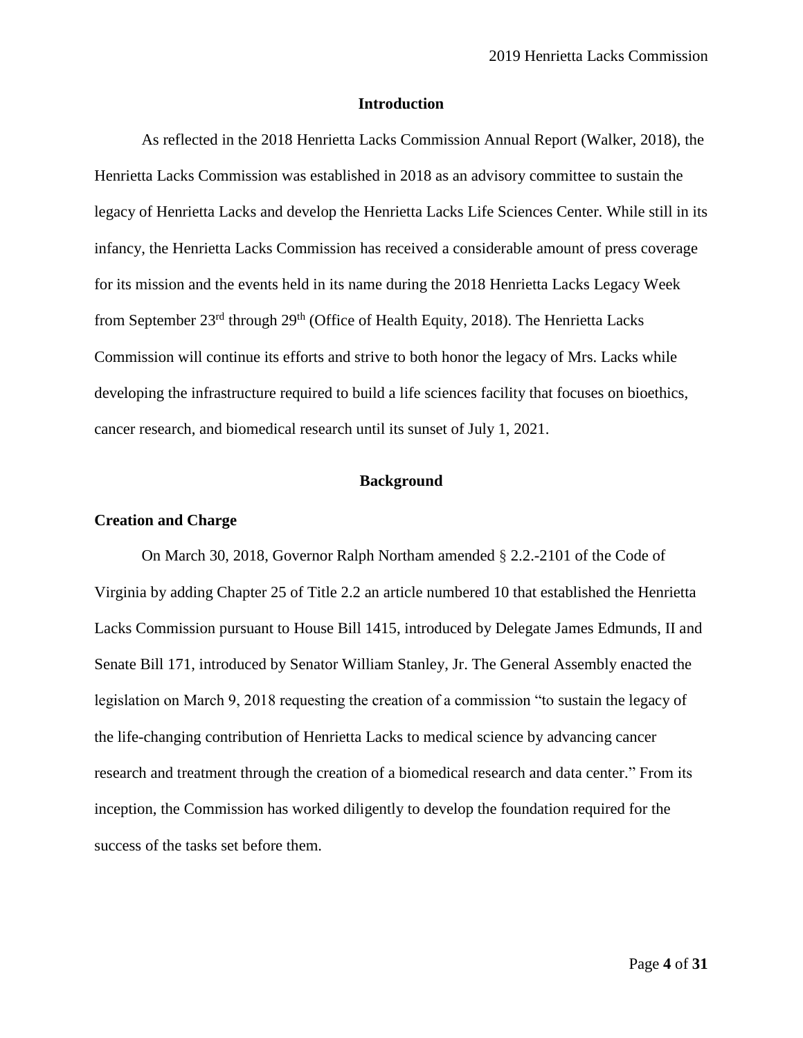## Introduction

As reflected in the 2018 Henrietta Lacks Commission Annual Report (Walker, 2018), the Henrietta Lacks Commission was established in 2018 as an advisory committee to sustain the legacy of Henrietta Lacks and develop the Henrietta Lacks Life Sciences Center. While still in its infancy, the Henrietta Lacks Commission has received a considerable amount of press coverage for its mission and the events held in its name during the 2018 Henrietta Lacks Legacy Week from September 23rd through 29th (Office of Health Equity, 2018). The Henrietta Lacks Commission will continue its efforts and strive to both honor the legacy of Mrs. Lacks while developing the infrastructure required to build a life sciences facility that focuses on bioethics, cancer research, and biomedical research until its sunset of July 1, 2021.

## Background

### Creation and Charge

On March 30, 2018, Governor Ralph Northam amended § 2.2.-2101 of the Code of Virginia by adding Chapter 25 of Title 2.2 an article numbered 10 that established the Henrietta Lacks Commission pursuant to House Bill 1415, introduced by Delegate James Edmunds, II and Senate Bill 171, introduced by Senator William Stanley, Jr. The General Assembly enacted the legislation on March 9, 2018 requesting the creation of a commission "to sustain the legacy of the life-changing contribution of Henrietta Lacks to medical science by advancing cancer research and treatment through the creation of a biomedical research and data center." From its inception, the Commission has worked diligently to develop the foundation required for the success of the tasks set before them.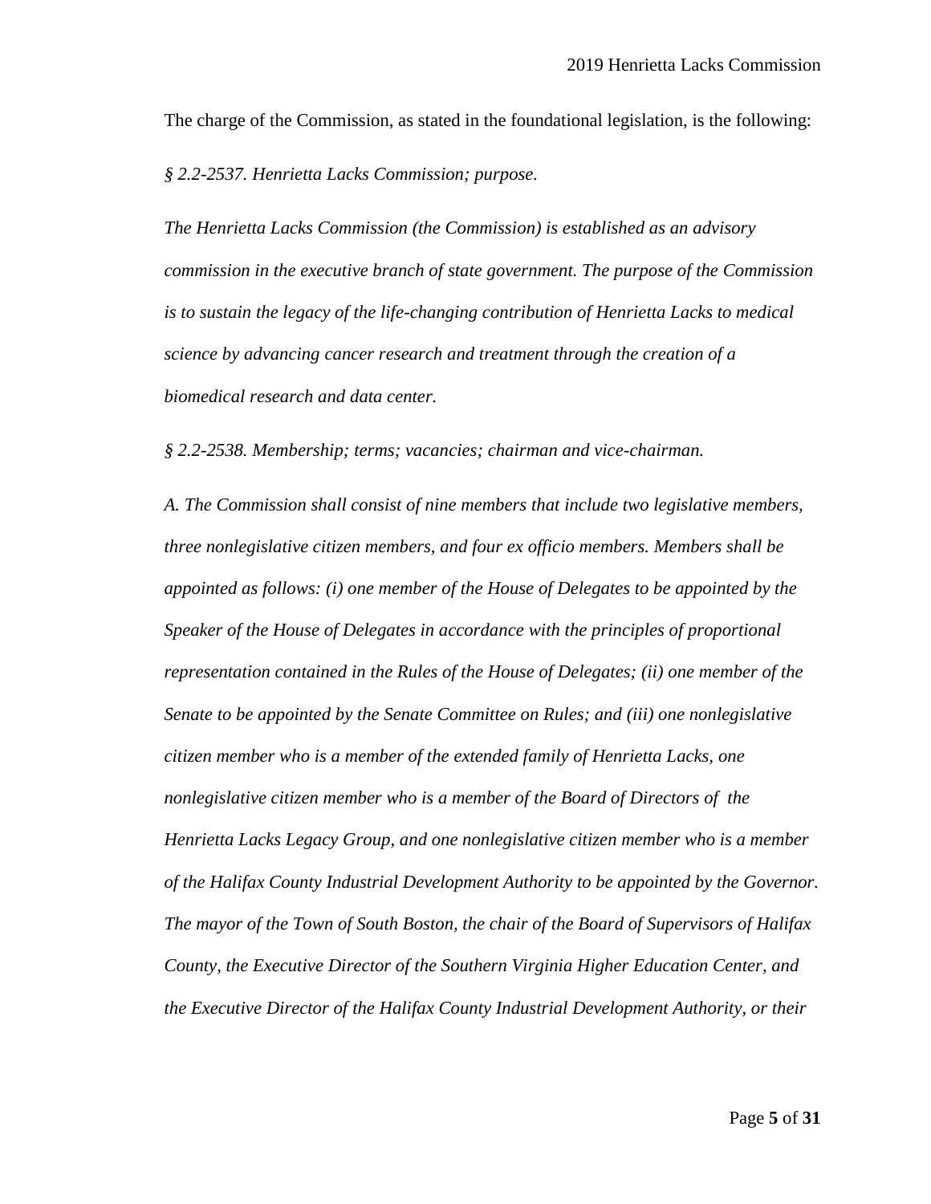The charge of the Commission, as stated in the foundational legislation, is the following:

*§ 2.2-2537. Henrietta Lacks Commission; purpose.*

*The Henrietta Lacks Commission (the Commission) is established as an advisory commission in the executive branch of state government. The purpose of the Commission is to sustain the legacy of the life-changing contribution of Henrietta Lacks to medical science by advancing cancer research and treatment through the creation of a biomedical research and data center.*

*§ 2.2-2538. Membership; terms; vacancies; chairman and vice-chairman.*

*A. The Commission shall consist of nine members that include two legislative members, three nonlegislative citizen members, and four ex officio members. Members shall be appointed as follows: (i) one member of the House of Delegates to be appointed by the Speaker of the House of Delegates in accordance with the principles of proportional representation contained in the Rules of the House of Delegates; (ii) one member of the Senate to be appointed by the Senate Committee on Rules; and (iii) one nonlegislative citizen member who is a member of the extended family of Henrietta Lacks, one nonlegislative citizen member who is a member of the Board of Directors of the Henrietta Lacks Legacy Group, and one nonlegislative citizen member who is a member of the Halifax County Industrial Development Authority to be appointed by the Governor. The mayor of the Town of South Boston, the chair of the Board of Supervisors of Halifax County, the Executive Director of the Southern Virginia Higher Education Center, and the Executive Director of the Halifax County Industrial Development Authority, or their*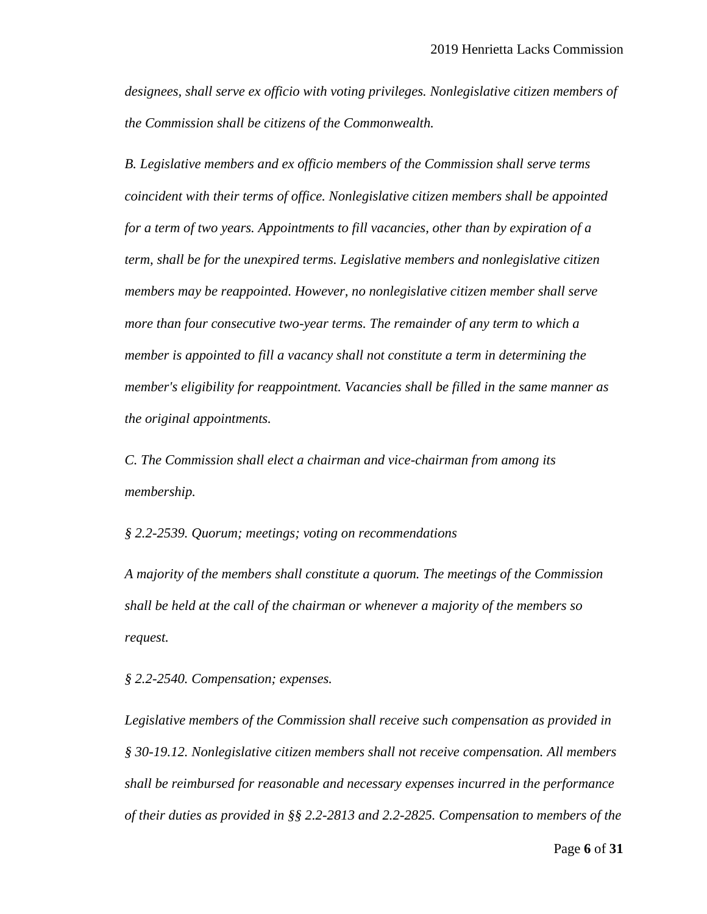*designees, shall serve ex officio with voting privileges. Nonlegislative citizen members of the Commission shall be citizens of the Commonwealth.*

*B. Legislative members and ex officio members of the Commission shall serve terms coincident with their terms of office. Nonlegislative citizen members shall be appointed for a term of two years. Appointments to fill vacancies, other than by expiration of a term, shall be for the unexpired terms. Legislative members and nonlegislative citizen members may be reappointed. However, no nonlegislative citizen member shall serve more than four consecutive two-year terms. The remainder of any term to which a member is appointed to fill a vacancy shall not constitute a term in determining the member's eligibility for reappointment. Vacancies shall be filled in the same manner as the original appointments.*

*C. The Commission shall elect a chairman and vice-chairman from among its membership.*

*§ 2.2-2539. Quorum; meetings; voting on recommendations*

*A majority of the members shall constitute a quorum. The meetings of the Commission shall be held at the call of the chairman or whenever a majority of the members so request.*

*§ 2.2-2540. Compensation; expenses.*

*Legislative members of the Commission shall receive such compensation as provided in § 30-19.12. Nonlegislative citizen members shall not receive compensation. All members shall be reimbursed for reasonable and necessary expenses incurred in the performance of their duties as provided in §§ 2.2-2813 and 2.2-2825. Compensation to members of the*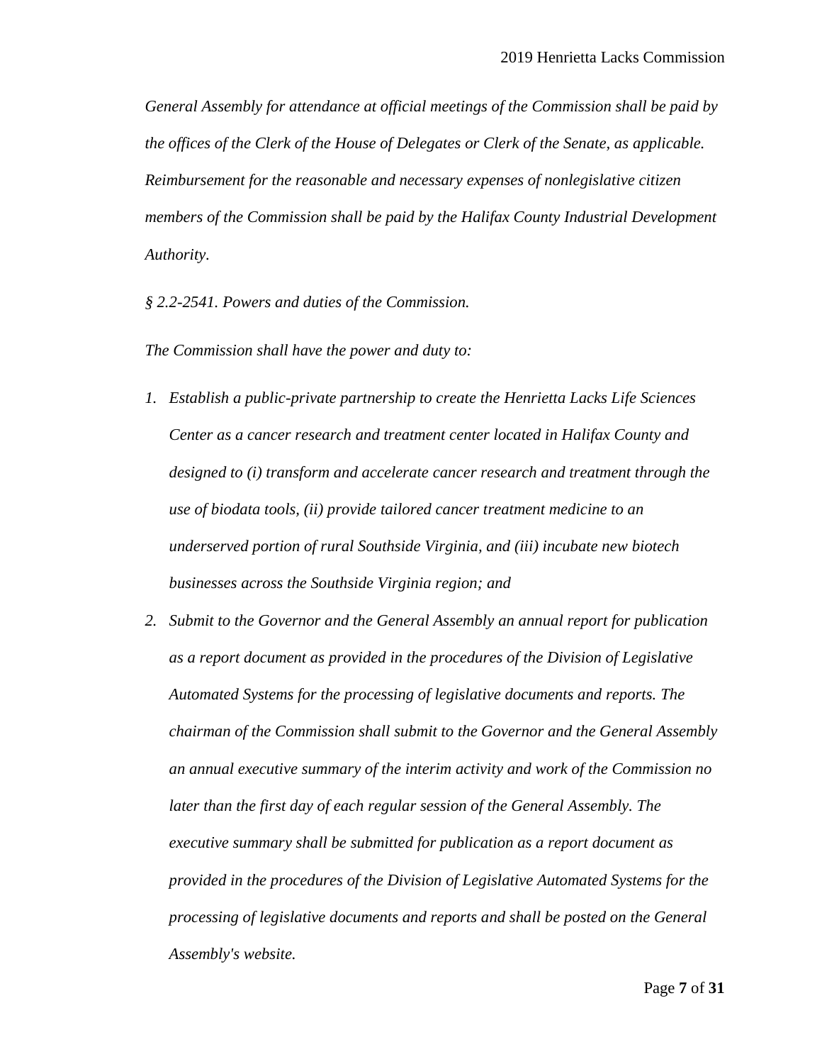*General Assembly for attendance at official meetings of the Commission shall be paid by the offices of the Clerk of the House of Delegates or Clerk of the Senate, as applicable. Reimbursement for the reasonable and necessary expenses of nonlegislative citizen members of the Commission shall be paid by the Halifax County Industrial Development Authority.*

*§ 2.2-2541. Powers and duties of the Commission.*

*The Commission shall have the power and duty to:*

1. *Establish a public-private partnership to create the Henrietta Lacks Life Sciences Center as a cancer research and treatment center located in Halifax County and designed to (i) transform and accelerate cancer research and treatment through the use of biodata tools, (ii) provide tailored cancer treatment medicine to an underserved portion of rural Southside Virginia, and (iii) incubate new biotech businesses across the Southside Virginia region; and*
2. *Submit to the Governor and the General Assembly an annual report for publication as a report document as provided in the procedures of the Division of Legislative Automated Systems for the processing of legislative documents and reports. The chairman of the Commission shall submit to the Governor and the General Assembly an annual executive summary of the interim activity and work of the Commission no later than the first day of each regular session of the General Assembly. The executive summary shall be submitted for publication as a report document as provided in the procedures of the Division of Legislative Automated Systems for the processing of legislative documents and reports and shall be posted on the General Assembly's website.*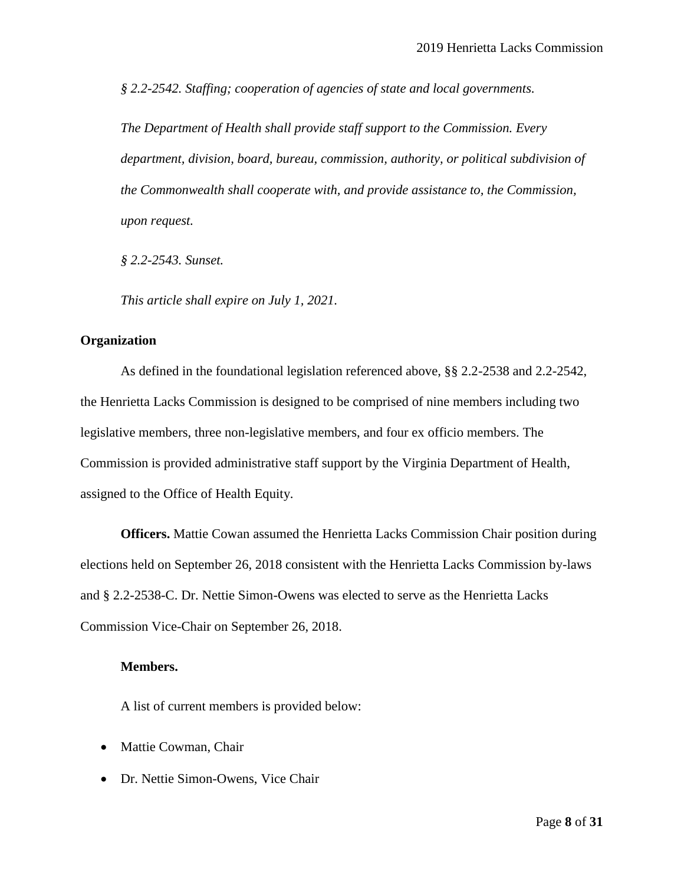*§ 2.2-2542. Staffing; cooperation of agencies of state and local governments.*

*The Department of Health shall provide staff support to the Commission. Every department, division, board, bureau, commission, authority, or political subdivision of the Commonwealth shall cooperate with, and provide assistance to, the Commission, upon request.*

*§ 2.2-2543. Sunset.*

*This article shall expire on July 1, 2021.*

**Organization**

As defined in the foundational legislation referenced above, §§ 2.2-2538 and 2.2-2542, the Henrietta Lacks Commission is designed to be comprised of nine members including two legislative members, three non-legislative members, and four ex officio members. The Commission is provided administrative staff support by the Virginia Department of Health, assigned to the Office of Health Equity.

**Officers.** Mattie Cowan assumed the Henrietta Lacks Commission Chair position during elections held on September 26, 2018 consistent with the Henrietta Lacks Commission by-laws and § 2.2-2538-C. Dr. Nettie Simon-Owens was elected to serve as the Henrietta Lacks Commission Vice-Chair on September 26, 2018.

**Members.**

A list of current members is provided below:

- Mattie Cowman, Chair
- Dr. Nettie Simon-Owens, Vice Chair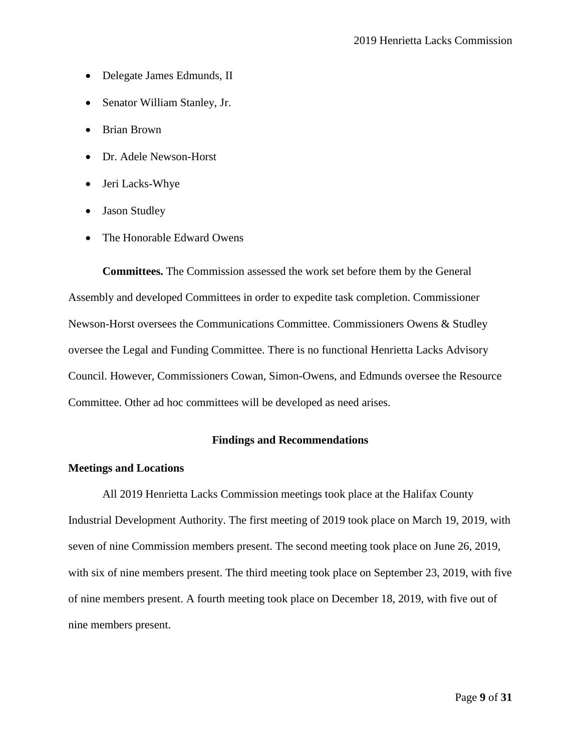- Delegate James Edmunds, II
- Senator William Stanley, Jr.
- Brian Brown
- Dr. Adele Newson-Horst
- Jeri Lacks-Whye
- Jason Studley
- The Honorable Edward Owens

**Committees.** The Commission assessed the work set before them by the General Assembly and developed Committees in order to expedite task completion. Commissioner Newson-Horst oversees the Communications Committee. Commissioners Owens & Studley oversee the Legal and Funding Committee. There is no functional Henrietta Lacks Advisory Council. However, Commissioners Cowan, Simon-Owens, and Edmunds oversee the Resource Committee. Other ad hoc committees will be developed as need arises.

## Findings and Recommendations

### Meetings and Locations

All 2019 Henrietta Lacks Commission meetings took place at the Halifax County Industrial Development Authority. The first meeting of 2019 took place on March 19, 2019, with seven of nine Commission members present. The second meeting took place on June 26, 2019, with six of nine members present. The third meeting took place on September 23, 2019, with five of nine members present. A fourth meeting took place on December 18, 2019, with five out of nine members present.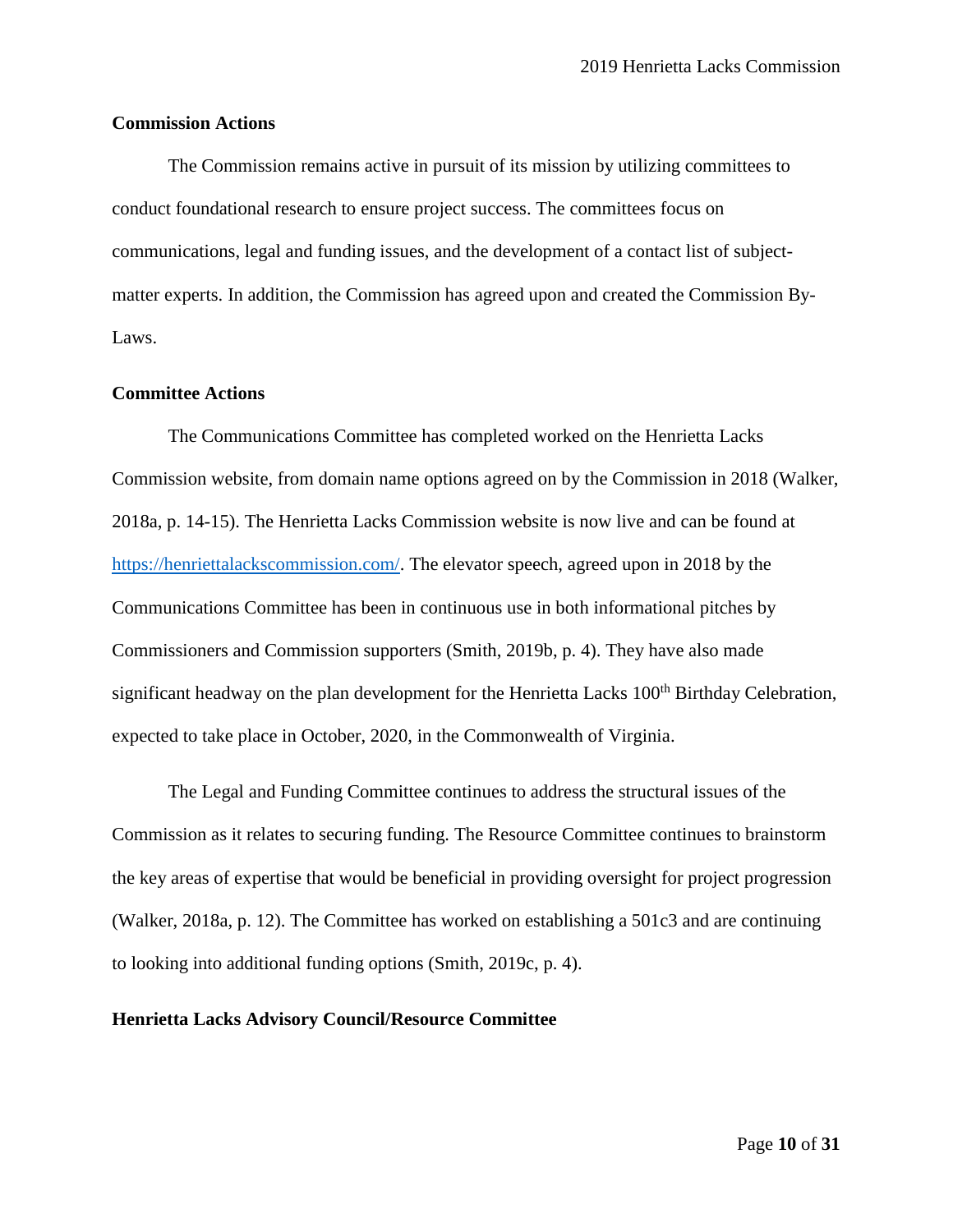**Commission Actions**

The Commission remains active in pursuit of its mission by utilizing committees to conduct foundational research to ensure project success. The committees focus on communications, legal and funding issues, and the development of a contact list of subject-matter experts. In addition, the Commission has agreed upon and created the Commission By-Laws.

**Committee Actions**

The Communications Committee has completed worked on the Henrietta Lacks Commission website, from domain name options agreed on by the Commission in 2018 (Walker, 2018a, p. 14-15). The Henrietta Lacks Commission website is now live and can be found at [https://henriettalackscommission.com/](https://henriettalackscommission.com/). The elevator speech, agreed upon in 2018 by the Communications Committee has been in continuous use in both informational pitches by Commissioners and Commission supporters (Smith, 2019b, p. 4). They have also made significant headway on the plan development for the Henrietta Lacks 100th Birthday Celebration, expected to take place in October, 2020, in the Commonwealth of Virginia.

The Legal and Funding Committee continues to address the structural issues of the Commission as it relates to securing funding. The Resource Committee continues to brainstorm the key areas of expertise that would be beneficial in providing oversight for project progression (Walker, 2018a, p. 12). The Committee has worked on establishing a 501c3 and are continuing to looking into additional funding options (Smith, 2019c, p. 4).

**Henrietta Lacks Advisory Council/Resource Committee**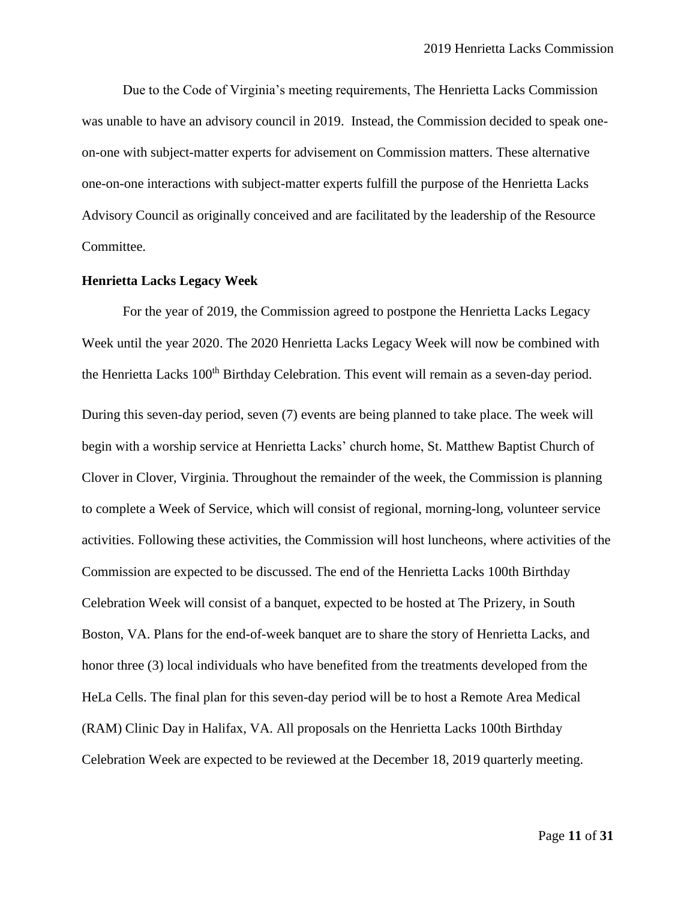Due to the Code of Virginia's meeting requirements, The Henrietta Lacks Commission was unable to have an advisory council in 2019. Instead, the Commission decided to speak one-on-one with subject-matter experts for advisement on Commission matters. These alternative one-on-one interactions with subject-matter experts fulfill the purpose of the Henrietta Lacks Advisory Council as originally conceived and are facilitated by the leadership of the Resource Committee.

**Henrietta Lacks Legacy Week**

For the year of 2019, the Commission agreed to postpone the Henrietta Lacks Legacy Week until the year 2020. The 2020 Henrietta Lacks Legacy Week will now be combined with the Henrietta Lacks 100th Birthday Celebration. This event will remain as a seven-day period.

During this seven-day period, seven (7) events are being planned to take place. The week will begin with a worship service at Henrietta Lacks' church home, St. Matthew Baptist Church of Clover in Clover, Virginia. Throughout the remainder of the week, the Commission is planning to complete a Week of Service, which will consist of regional, morning-long, volunteer service activities. Following these activities, the Commission will host luncheons, where activities of the Commission are expected to be discussed. The end of the Henrietta Lacks 100th Birthday Celebration Week will consist of a banquet, expected to be hosted at The Prizery, in South Boston, VA. Plans for the end-of-week banquet are to share the story of Henrietta Lacks, and honor three (3) local individuals who have benefited from the treatments developed from the HeLa Cells. The final plan for this seven-day period will be to host a Remote Area Medical (RAM) Clinic Day in Halifax, VA. All proposals on the Henrietta Lacks 100th Birthday Celebration Week are expected to be reviewed at the December 18, 2019 quarterly meeting.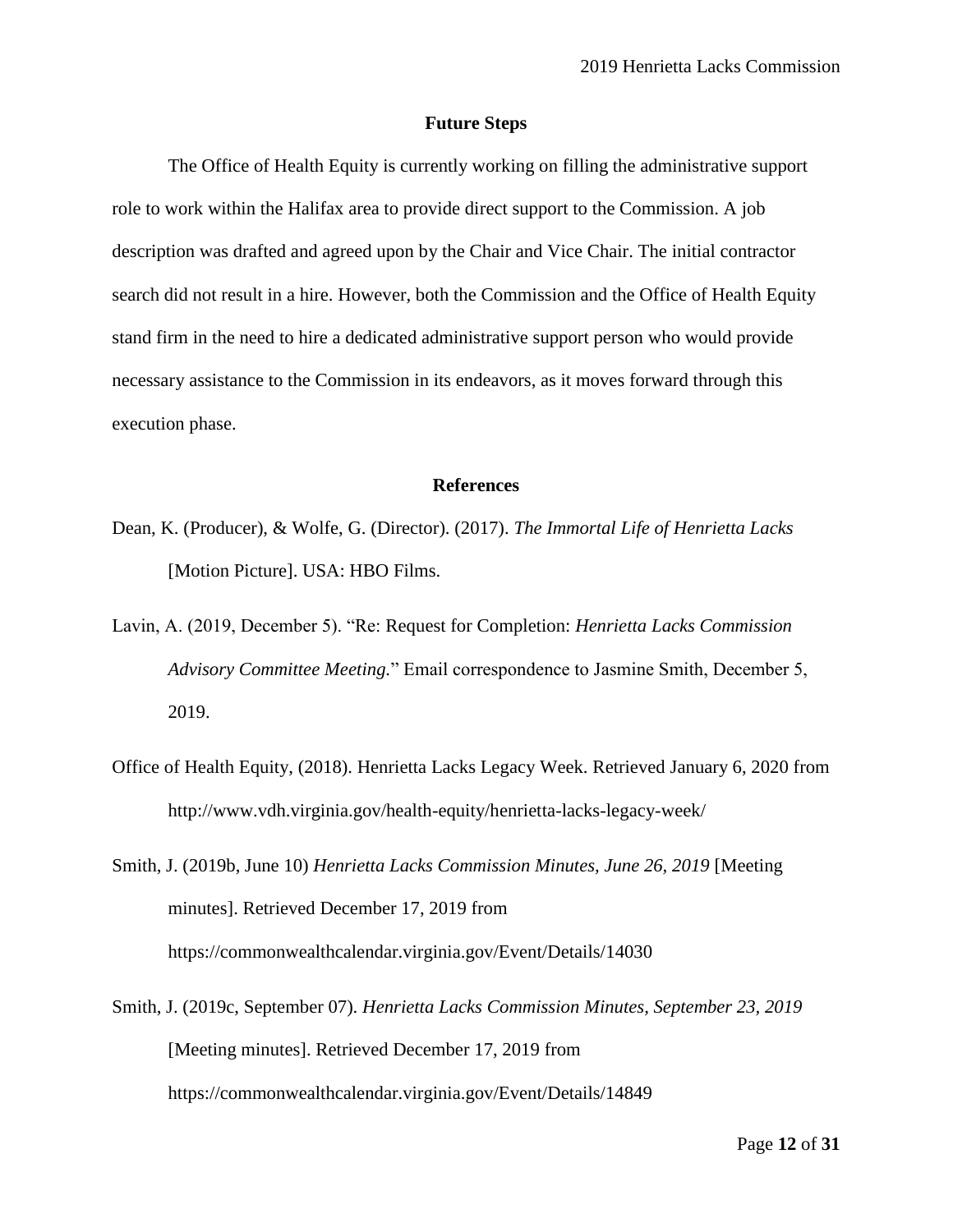## Future Steps

The Office of Health Equity is currently working on filling the administrative support role to work within the Halifax area to provide direct support to the Commission. A job description was drafted and agreed upon by the Chair and Vice Chair. The initial contractor search did not result in a hire. However, both the Commission and the Office of Health Equity stand firm in the need to hire a dedicated administrative support person who would provide necessary assistance to the Commission in its endeavors, as it moves forward through this execution phase.

## References

Dean, K. (Producer), & Wolfe, G. (Director). (2017). *The Immortal Life of Henrietta Lacks* [Motion Picture]. USA: HBO Films.

Lavin, A. (2019, December 5). "Re: Request for Completion: *Henrietta Lacks Commission Advisory Committee Meeting.*" Email correspondence to Jasmine Smith, December 5, 2019.

Office of Health Equity, (2018). Henrietta Lacks Legacy Week. Retrieved January 6, 2020 from http://www.vdh.virginia.gov/health-equity/henrietta-lacks-legacy-week/

Smith, J. (2019b, June 10) *Henrietta Lacks Commission Minutes, June 26, 2019* [Meeting minutes]. Retrieved December 17, 2019 from https://commonwealthcalendar.virginia.gov/Event/Details/14030

Smith, J. (2019c, September 07). *Henrietta Lacks Commission Minutes, September 23, 2019* [Meeting minutes]. Retrieved December 17, 2019 from https://commonwealthcalendar.virginia.gov/Event/Details/14849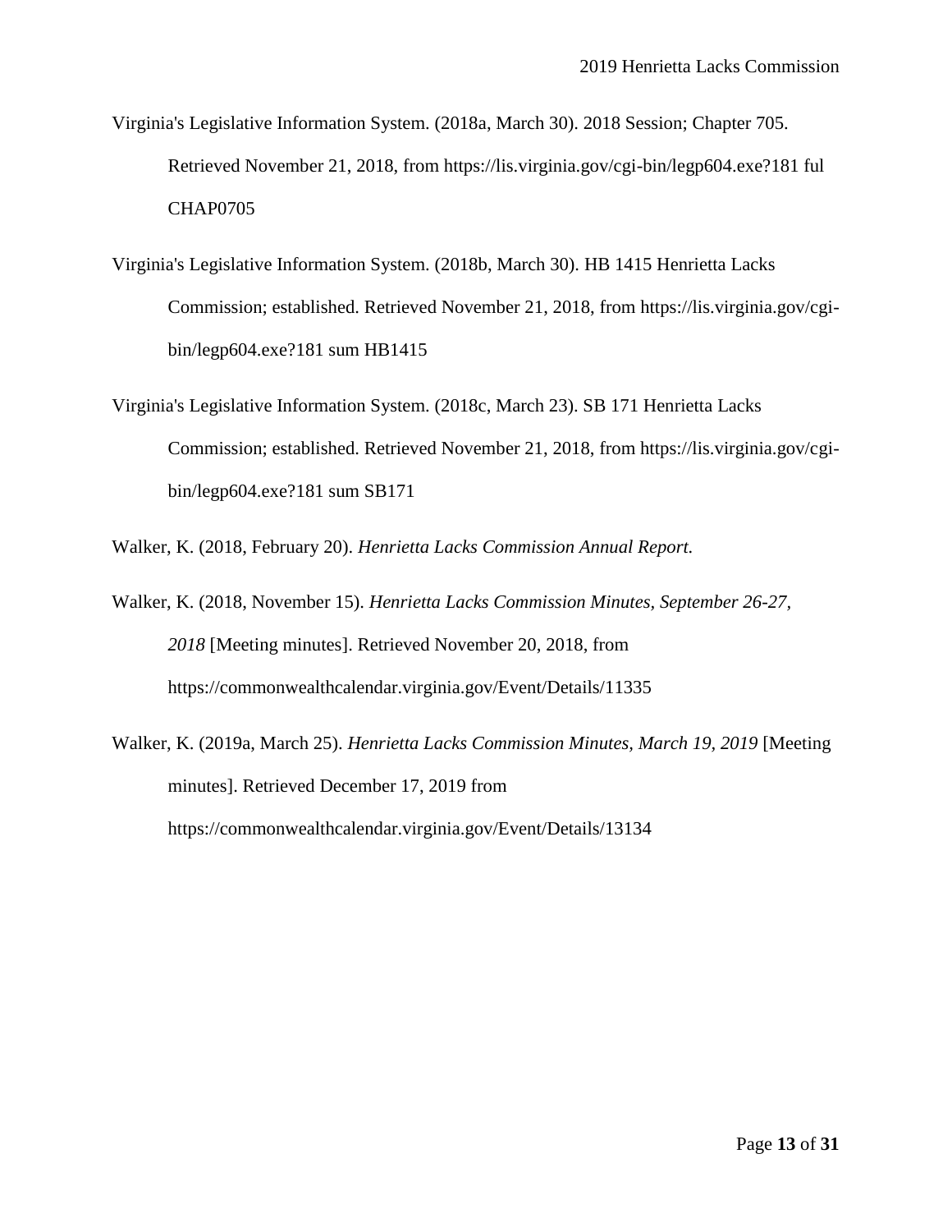Virginia's Legislative Information System. (2018a, March 30). 2018 Session; Chapter 705. Retrieved November 21, 2018, from https://lis.virginia.gov/cgi-bin/legp604.exe?181 ful CHAP0705

Virginia's Legislative Information System. (2018b, March 30). HB 1415 Henrietta Lacks Commission; established. Retrieved November 21, 2018, from https://lis.virginia.gov/cgi-bin/legp604.exe?181 sum HB1415

Virginia's Legislative Information System. (2018c, March 23). SB 171 Henrietta Lacks Commission; established. Retrieved November 21, 2018, from https://lis.virginia.gov/cgi-bin/legp604.exe?181 sum SB171

Walker, K. (2018, February 20). *Henrietta Lacks Commission Annual Report*.

Walker, K. (2018, November 15). *Henrietta Lacks Commission Minutes, September 26-27, 2018* [Meeting minutes]. Retrieved November 20, 2018, from https://commonwealthcalendar.virginia.gov/Event/Details/11335

Walker, K. (2019a, March 25). *Henrietta Lacks Commission Minutes, March 19, 2019* [Meeting minutes]. Retrieved December 17, 2019 from https://commonwealthcalendar.virginia.gov/Event/Details/13134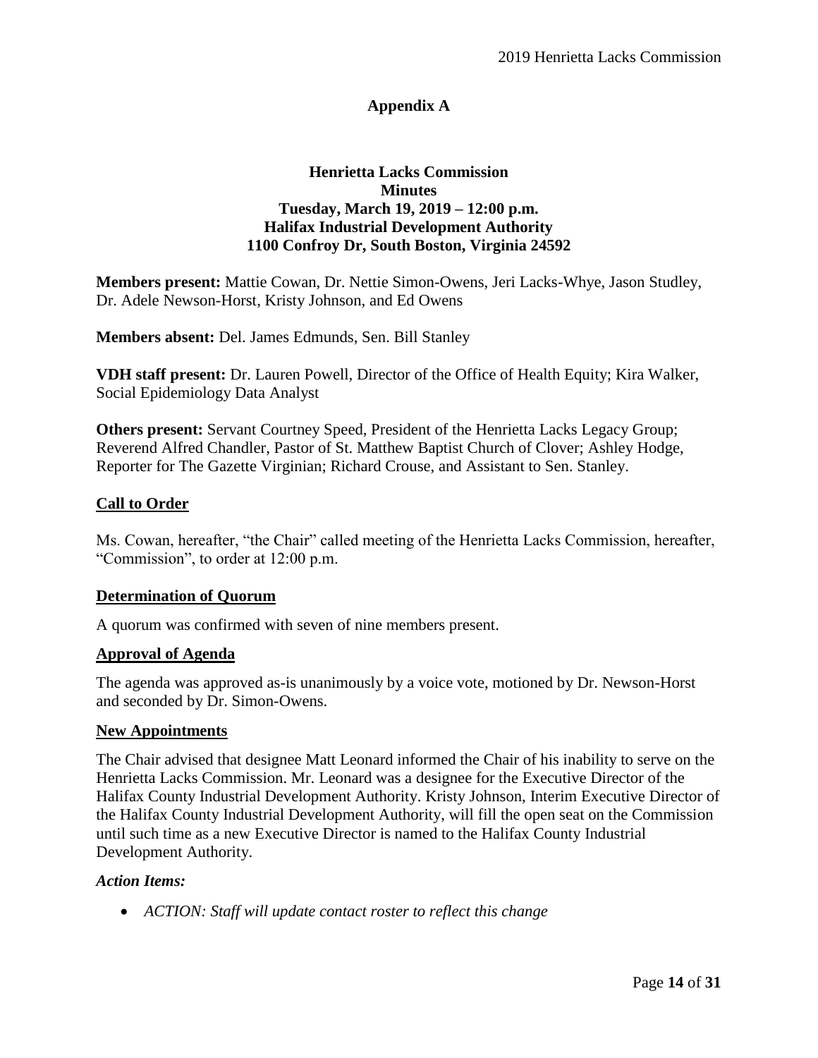## Appendix A

### Henrietta Lacks Commission
### Minutes
### Tuesday, March 19, 2019 – 12:00 p.m.
### Halifax Industrial Development Authority
### 1100 Confroy Dr, South Boston, Virginia 24592

**Members present:** Mattie Cowan, Dr. Nettie Simon-Owens, Jeri Lacks-Whye, Jason Studley, Dr. Adele Newson-Horst, Kristy Johnson, and Ed Owens

**Members absent:** Del. James Edmunds, Sen. Bill Stanley

**VDH staff present:** Dr. Lauren Powell, Director of the Office of Health Equity; Kira Walker, Social Epidemiology Data Analyst

**Others present:** Servant Courtney Speed, President of the Henrietta Lacks Legacy Group; Reverend Alfred Chandler, Pastor of St. Matthew Baptist Church of Clover; Ashley Hodge, Reporter for The Gazette Virginian; Richard Crouse, and Assistant to Sen. Stanley.

#### Call to Order

Ms. Cowan, hereafter, "the Chair" called meeting of the Henrietta Lacks Commission, hereafter, "Commission", to order at 12:00 p.m.

#### Determination of Quorum

A quorum was confirmed with seven of nine members present.

#### Approval of Agenda

The agenda was approved as-is unanimously by a voice vote, motioned by Dr. Newson-Horst and seconded by Dr. Simon-Owens.

#### New Appointments

The Chair advised that designee Matt Leonard informed the Chair of his inability to serve on the Henrietta Lacks Commission. Mr. Leonard was a designee for the Executive Director of the Halifax County Industrial Development Authority. Kristy Johnson, Interim Executive Director of the Halifax County Industrial Development Authority, will fill the open seat on the Commission until such time as a new Executive Director is named to the Halifax County Industrial Development Authority.

***Action Items:***

- *ACTION: Staff will update contact roster to reflect this change*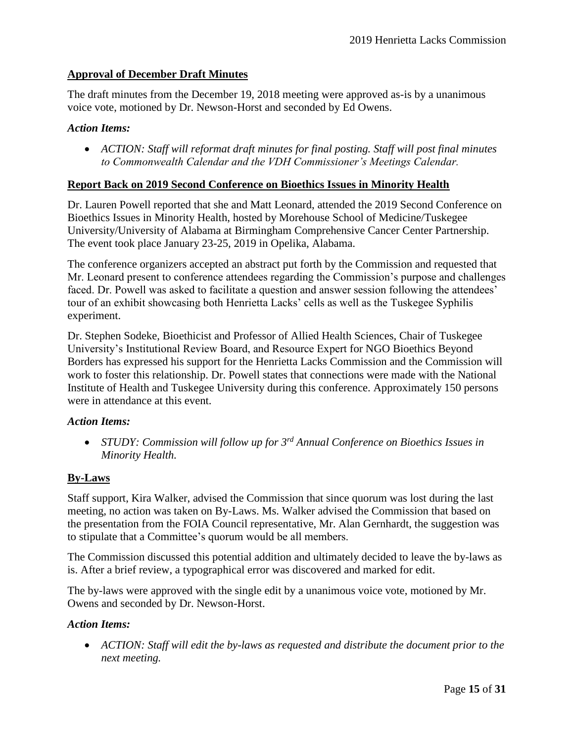## Approval of December Draft Minutes

The draft minutes from the December 19, 2018 meeting were approved as-is by a unanimous voice vote, motioned by Dr. Newson-Horst and seconded by Ed Owens.

### *Action Items:*

- *ACTION: Staff will reformat draft minutes for final posting. Staff will post final minutes to Commonwealth Calendar and the VDH Commissioner's Meetings Calendar.*

## Report Back on 2019 Second Conference on Bioethics Issues in Minority Health

Dr. Lauren Powell reported that she and Matt Leonard, attended the 2019 Second Conference on Bioethics Issues in Minority Health, hosted by Morehouse School of Medicine/Tuskegee University/University of Alabama at Birmingham Comprehensive Cancer Center Partnership. The event took place January 23-25, 2019 in Opelika, Alabama.

The conference organizers accepted an abstract put forth by the Commission and requested that Mr. Leonard present to conference attendees regarding the Commission's purpose and challenges faced. Dr. Powell was asked to facilitate a question and answer session following the attendees' tour of an exhibit showcasing both Henrietta Lacks' cells as well as the Tuskegee Syphilis experiment.

Dr. Stephen Sodeke, Bioethicist and Professor of Allied Health Sciences, Chair of Tuskegee University's Institutional Review Board, and Resource Expert for NGO Bioethics Beyond Borders has expressed his support for the Henrietta Lacks Commission and the Commission will work to foster this relationship. Dr. Powell states that connections were made with the National Institute of Health and Tuskegee University during this conference. Approximately 150 persons were in attendance at this event.

### *Action Items:*

- *STUDY: Commission will follow up for 3rd Annual Conference on Bioethics Issues in Minority Health.*

## By-Laws

Staff support, Kira Walker, advised the Commission that since quorum was lost during the last meeting, no action was taken on By-Laws. Ms. Walker advised the Commission that based on the presentation from the FOIA Council representative, Mr. Alan Gernhardt, the suggestion was to stipulate that a Committee's quorum would be all members.

The Commission discussed this potential addition and ultimately decided to leave the by-laws as is. After a brief review, a typographical error was discovered and marked for edit.

The by-laws were approved with the single edit by a unanimous voice vote, motioned by Mr. Owens and seconded by Dr. Newson-Horst.

### *Action Items:*

- *ACTION: Staff will edit the by-laws as requested and distribute the document prior to the next meeting.*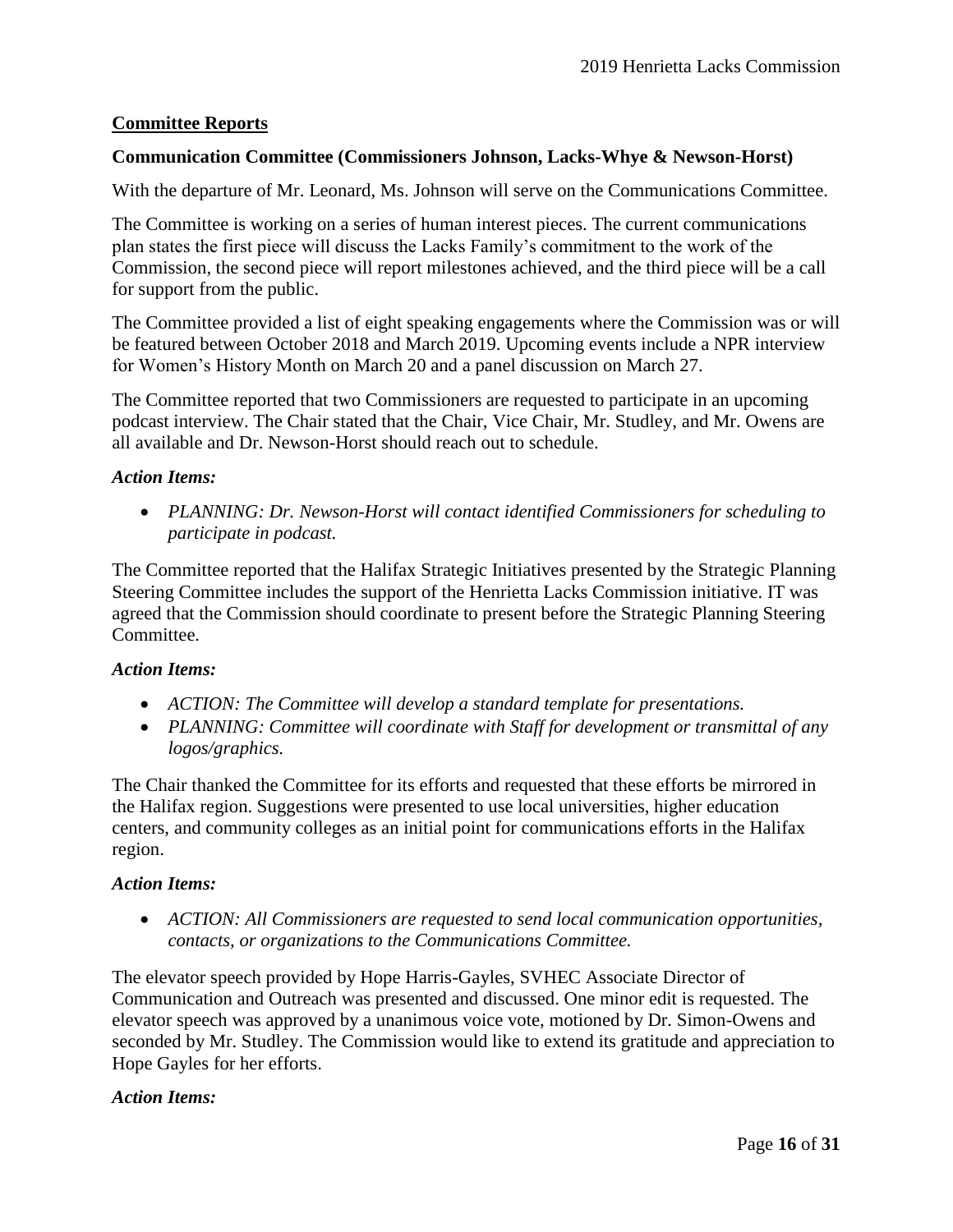## Committee Reports

### Communication Committee (Commissioners Johnson, Lacks-Whye & Newson-Horst)

With the departure of Mr. Leonard, Ms. Johnson will serve on the Communications Committee.

The Committee is working on a series of human interest pieces. The current communications plan states the first piece will discuss the Lacks Family's commitment to the work of the Commission, the second piece will report milestones achieved, and the third piece will be a call for support from the public.

The Committee provided a list of eight speaking engagements where the Commission was or will be featured between October 2018 and March 2019. Upcoming events include a NPR interview for Women's History Month on March 20 and a panel discussion on March 27.

The Committee reported that two Commissioners are requested to participate in an upcoming podcast interview. The Chair stated that the Chair, Vice Chair, Mr. Studley, and Mr. Owens are all available and Dr. Newson-Horst should reach out to schedule.

#### *Action Items:*

- *PLANNING: Dr. Newson-Horst will contact identified Commissioners for scheduling to participate in podcast.*

The Committee reported that the Halifax Strategic Initiatives presented by the Strategic Planning Steering Committee includes the support of the Henrietta Lacks Commission initiative. IT was agreed that the Commission should coordinate to present before the Strategic Planning Steering Committee.

#### *Action Items:*

- *ACTION: The Committee will develop a standard template for presentations.*
- *PLANNING: Committee will coordinate with Staff for development or transmittal of any logos/graphics.*

The Chair thanked the Committee for its efforts and requested that these efforts be mirrored in the Halifax region. Suggestions were presented to use local universities, higher education centers, and community colleges as an initial point for communications efforts in the Halifax region.

#### *Action Items:*

- *ACTION: All Commissioners are requested to send local communication opportunities, contacts, or organizations to the Communications Committee.*

The elevator speech provided by Hope Harris-Gayles, SVHEC Associate Director of Communication and Outreach was presented and discussed. One minor edit is requested. The elevator speech was approved by a unanimous voice vote, motioned by Dr. Simon-Owens and seconded by Mr. Studley. The Commission would like to extend its gratitude and appreciation to Hope Gayles for her efforts.

#### *Action Items:*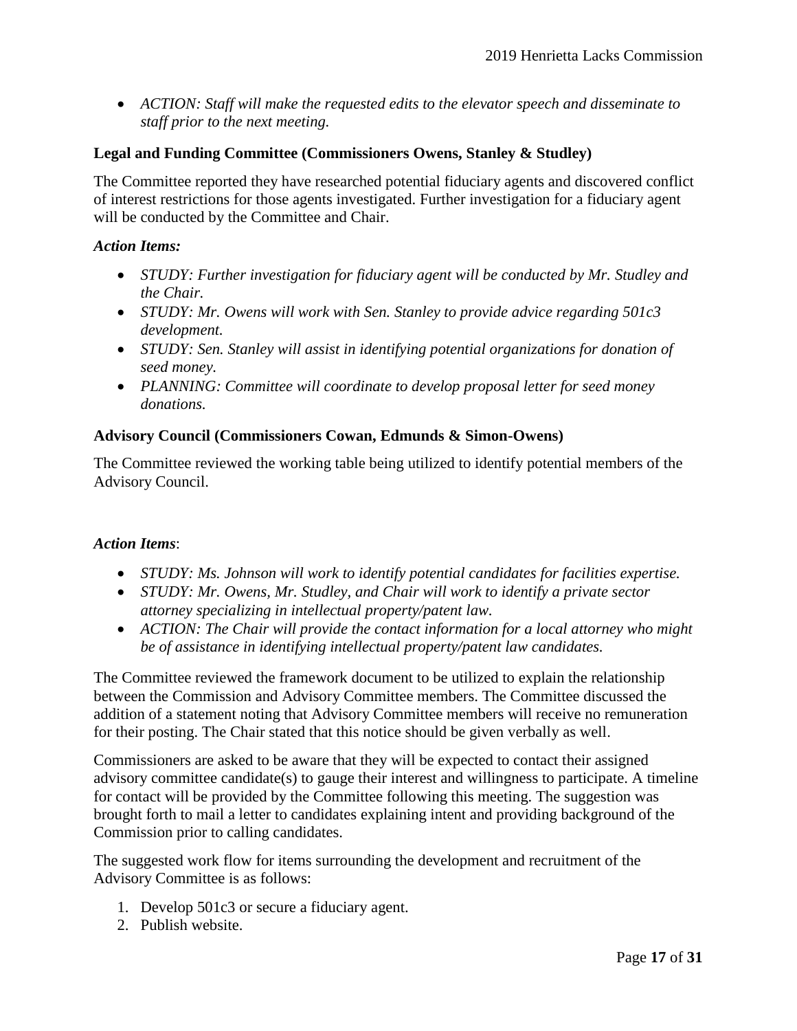- *ACTION: Staff will make the requested edits to the elevator speech and disseminate to staff prior to the next meeting.*

**Legal and Funding Committee (Commissioners Owens, Stanley & Studley)**

The Committee reported they have researched potential fiduciary agents and discovered conflict of interest restrictions for those agents investigated. Further investigation for a fiduciary agent will be conducted by the Committee and Chair.

***Action Items:***

- *STUDY: Further investigation for fiduciary agent will be conducted by Mr. Studley and the Chair.*
- *STUDY: Mr. Owens will work with Sen. Stanley to provide advice regarding 501c3 development.*
- *STUDY: Sen. Stanley will assist in identifying potential organizations for donation of seed money.*
- *PLANNING: Committee will coordinate to develop proposal letter for seed money donations.*

**Advisory Council (Commissioners Cowan, Edmunds & Simon-Owens)**

The Committee reviewed the working table being utilized to identify potential members of the Advisory Council.

***Action Items***:

- *STUDY: Ms. Johnson will work to identify potential candidates for facilities expertise.*
- *STUDY: Mr. Owens, Mr. Studley, and Chair will work to identify a private sector attorney specializing in intellectual property/patent law.*
- *ACTION: The Chair will provide the contact information for a local attorney who might be of assistance in identifying intellectual property/patent law candidates.*

The Committee reviewed the framework document to be utilized to explain the relationship between the Commission and Advisory Committee members. The Committee discussed the addition of a statement noting that Advisory Committee members will receive no remuneration for their posting. The Chair stated that this notice should be given verbally as well.

Commissioners are asked to be aware that they will be expected to contact their assigned advisory committee candidate(s) to gauge their interest and willingness to participate. A timeline for contact will be provided by the Committee following this meeting. The suggestion was brought forth to mail a letter to candidates explaining intent and providing background of the Commission prior to calling candidates.

The suggested work flow for items surrounding the development and recruitment of the Advisory Committee is as follows:

1. Develop 501c3 or secure a fiduciary agent.
2. Publish website.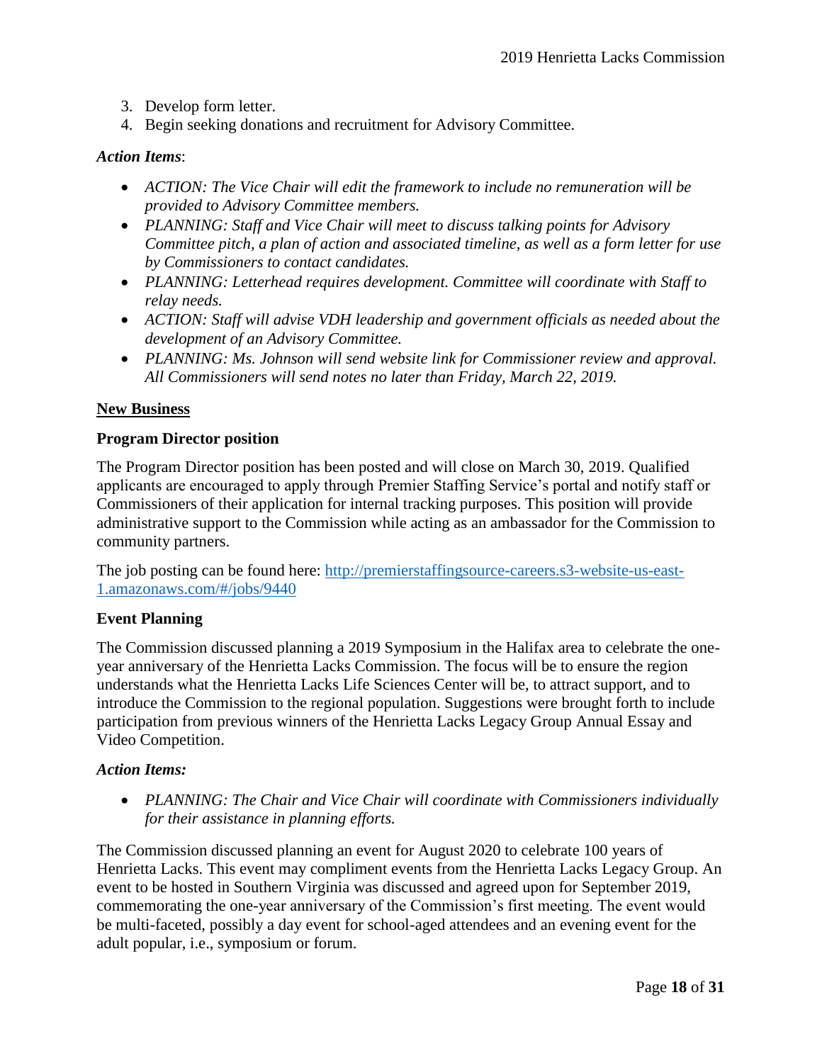3. Develop form letter.
4. Begin seeking donations and recruitment for Advisory Committee.

***Action Items***:

- *ACTION: The Vice Chair will edit the framework to include no remuneration will be provided to Advisory Committee members.*
- *PLANNING: Staff and Vice Chair will meet to discuss talking points for Advisory Committee pitch, a plan of action and associated timeline, as well as a form letter for use by Commissioners to contact candidates.*
- *PLANNING: Letterhead requires development. Committee will coordinate with Staff to relay needs.*
- *ACTION: Staff will advise VDH leadership and government officials as needed about the development of an Advisory Committee.*
- *PLANNING: Ms. Johnson will send website link for Commissioner review and approval. All Commissioners will send notes no later than Friday, March 22, 2019.*

## <u>New Business</u>

### Program Director position

The Program Director position has been posted and will close on March 30, 2019. Qualified applicants are encouraged to apply through Premier Staffing Service's portal and notify staff or Commissioners of their application for internal tracking purposes. This position will provide administrative support to the Commission while acting as an ambassador for the Commission to community partners.

The job posting can be found here: [http://premierstaffingsource-careers.s3-website-us-east-1.amazonaws.com/#/jobs/9440](http://premierstaffingsource-careers.s3-website-us-east-1.amazonaws.com/#/jobs/9440)

### Event Planning

The Commission discussed planning a 2019 Symposium in the Halifax area to celebrate the one-year anniversary of the Henrietta Lacks Commission. The focus will be to ensure the region understands what the Henrietta Lacks Life Sciences Center will be, to attract support, and to introduce the Commission to the regional population. Suggestions were brought forth to include participation from previous winners of the Henrietta Lacks Legacy Group Annual Essay and Video Competition.

***Action Items:***

- *PLANNING: The Chair and Vice Chair will coordinate with Commissioners individually for their assistance in planning efforts.*

The Commission discussed planning an event for August 2020 to celebrate 100 years of Henrietta Lacks. This event may compliment events from the Henrietta Lacks Legacy Group. An event to be hosted in Southern Virginia was discussed and agreed upon for September 2019, commemorating the one-year anniversary of the Commission's first meeting. The event would be multi-faceted, possibly a day event for school-aged attendees and an evening event for the adult popular, i.e., symposium or forum.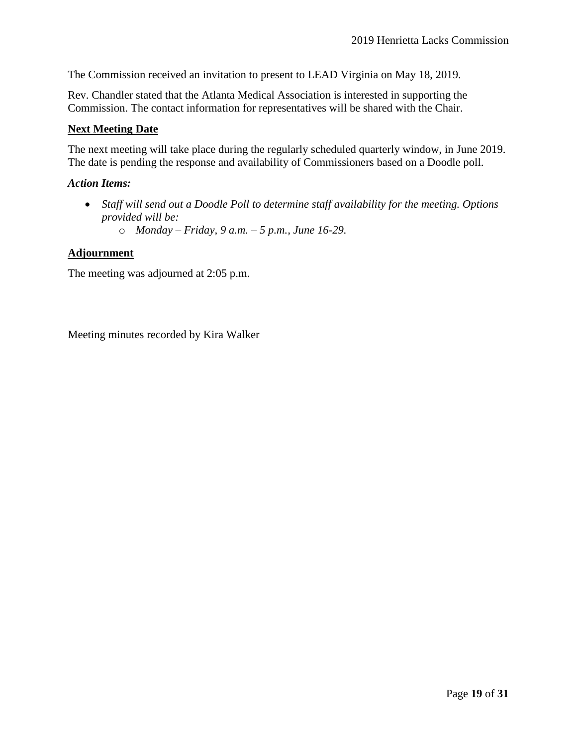The Commission received an invitation to present to LEAD Virginia on May 18, 2019.

Rev. Chandler stated that the Atlanta Medical Association is interested in supporting the Commission. The contact information for representatives will be shared with the Chair.

## Next Meeting Date

The next meeting will take place during the regularly scheduled quarterly window, in June 2019. The date is pending the response and availability of Commissioners based on a Doodle poll.

***Action Items:***

- *Staff will send out a Doodle Poll to determine staff availability for the meeting. Options provided will be:*
  - *Monday – Friday, 9 a.m. – 5 p.m., June 16-29.*

## Adjournment

The meeting was adjourned at 2:05 p.m.

Meeting minutes recorded by Kira Walker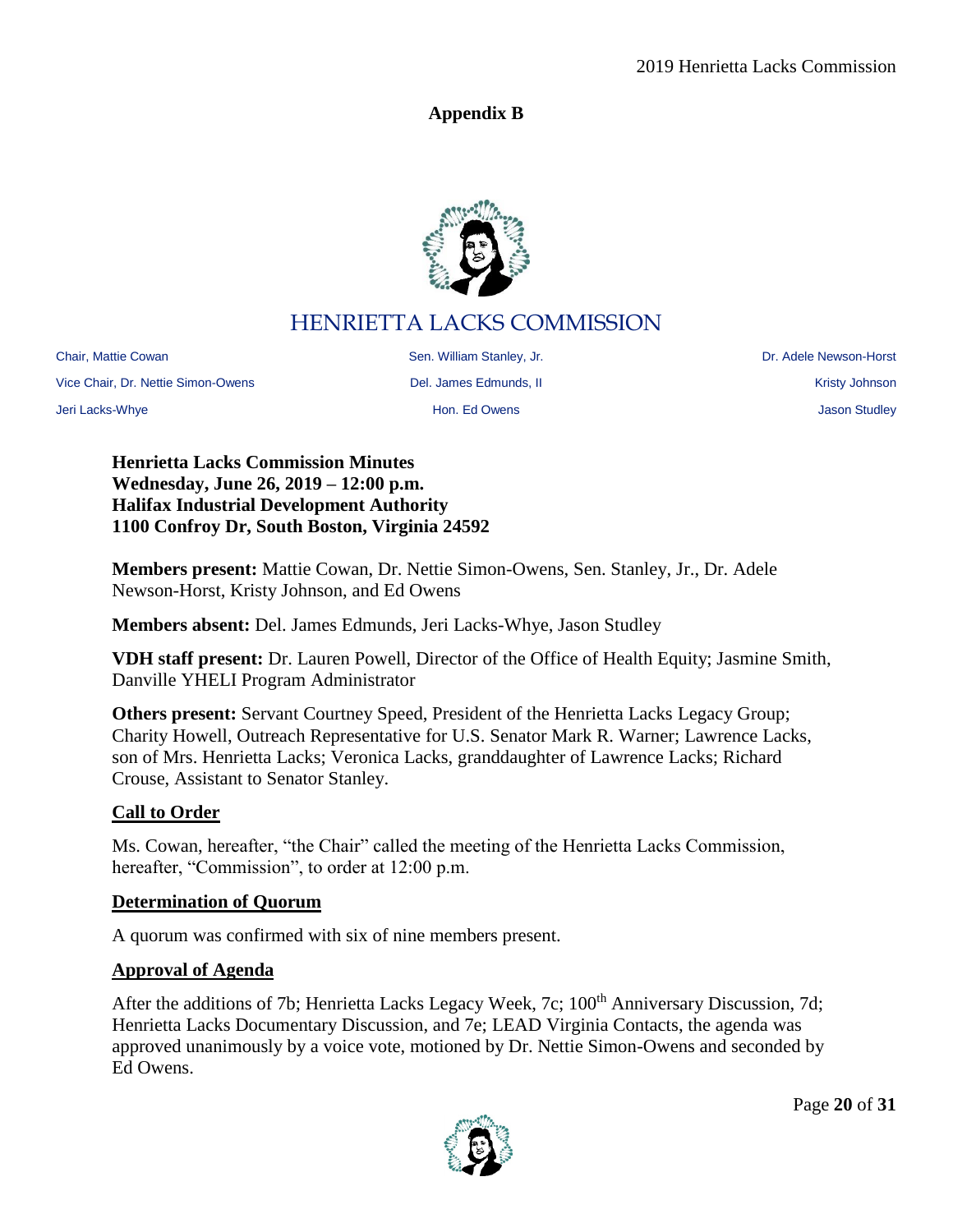**Appendix B**

# HENRIETTA LACKS COMMISSION

| | | |
|---|---|---|
| Chair, Mattie Cowan | Sen. William Stanley, Jr. | Dr. Adele Newson-Horst |
| Vice Chair, Dr. Nettie Simon-Owens | Del. James Edmunds, II | Kristy Johnson |
| Jeri Lacks-Whye | Hon. Ed Owens | Jason Studley |

**Henrietta Lacks Commission Minutes**
**Wednesday, June 26, 2019 – 12:00 p.m.**
**Halifax Industrial Development Authority**
**1100 Confroy Dr, South Boston, Virginia 24592**

**Members present:** Mattie Cowan, Dr. Nettie Simon-Owens, Sen. Stanley, Jr., Dr. Adele Newson-Horst, Kristy Johnson, and Ed Owens

**Members absent:** Del. James Edmunds, Jeri Lacks-Whye, Jason Studley

**VDH staff present:** Dr. Lauren Powell, Director of the Office of Health Equity; Jasmine Smith, Danville YHELI Program Administrator

**Others present:** Servant Courtney Speed, President of the Henrietta Lacks Legacy Group; Charity Howell, Outreach Representative for U.S. Senator Mark R. Warner; Lawrence Lacks, son of Mrs. Henrietta Lacks; Veronica Lacks, granddaughter of Lawrence Lacks; Richard Crouse, Assistant to Senator Stanley.

## Call to Order

Ms. Cowan, hereafter, "the Chair" called the meeting of the Henrietta Lacks Commission, hereafter, "Commission", to order at 12:00 p.m.

## Determination of Quorum

A quorum was confirmed with six of nine members present.

## Approval of Agenda

After the additions of 7b; Henrietta Lacks Legacy Week, 7c; 100th Anniversary Discussion, 7d; Henrietta Lacks Documentary Discussion, and 7e; LEAD Virginia Contacts, the agenda was approved unanimously by a voice vote, motioned by Dr. Nettie Simon-Owens and seconded by Ed Owens.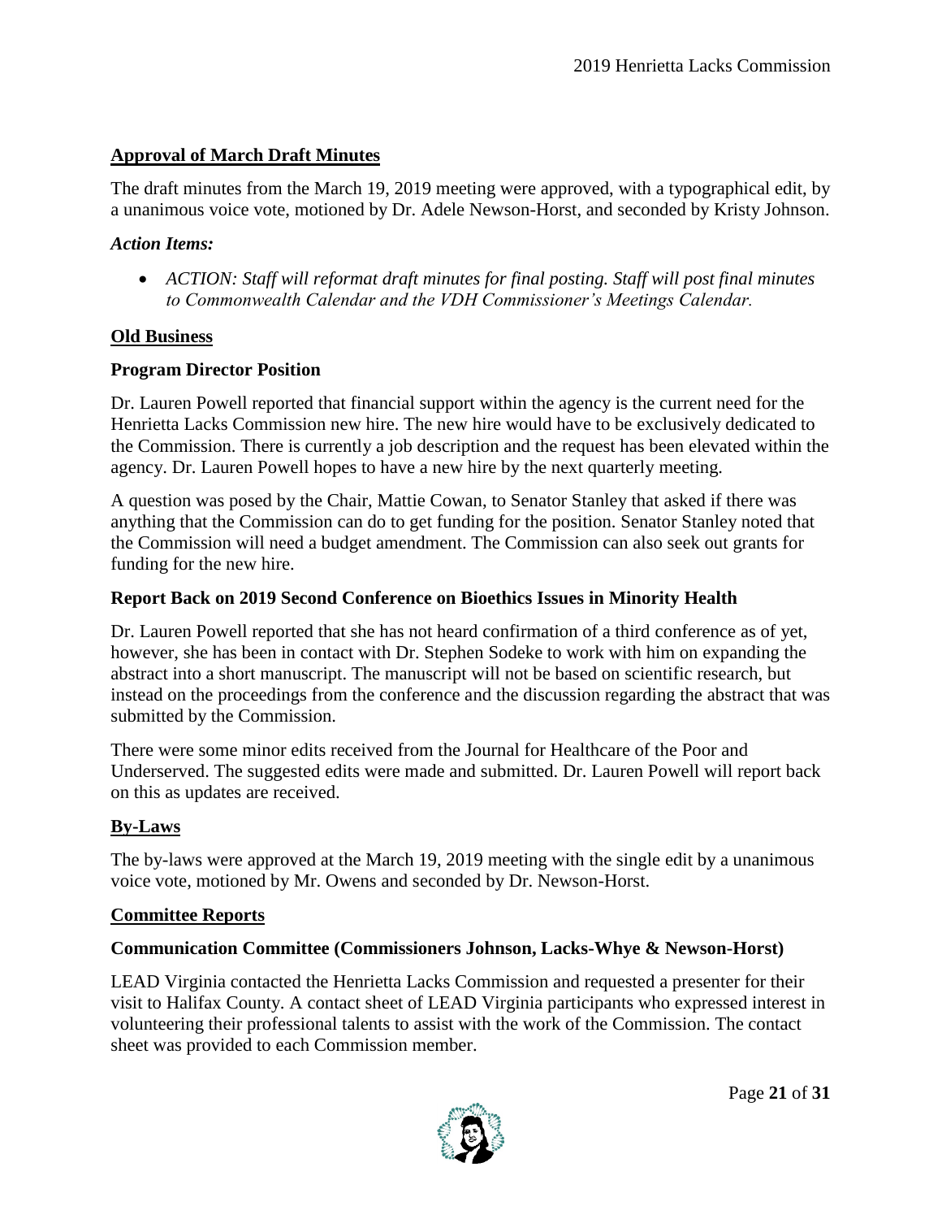## Approval of March Draft Minutes

The draft minutes from the March 19, 2019 meeting were approved, with a typographical edit, by a unanimous voice vote, motioned by Dr. Adele Newson-Horst, and seconded by Kristy Johnson.

### *Action Items:*

- *ACTION: Staff will reformat draft minutes for final posting. Staff will post final minutes to Commonwealth Calendar and the VDH Commissioner's Meetings Calendar.*

## Old Business

### Program Director Position

Dr. Lauren Powell reported that financial support within the agency is the current need for the Henrietta Lacks Commission new hire. The new hire would have to be exclusively dedicated to the Commission. There is currently a job description and the request has been elevated within the agency. Dr. Lauren Powell hopes to have a new hire by the next quarterly meeting.

A question was posed by the Chair, Mattie Cowan, to Senator Stanley that asked if there was anything that the Commission can do to get funding for the position. Senator Stanley noted that the Commission will need a budget amendment. The Commission can also seek out grants for funding for the new hire.

### Report Back on 2019 Second Conference on Bioethics Issues in Minority Health

Dr. Lauren Powell reported that she has not heard confirmation of a third conference as of yet, however, she has been in contact with Dr. Stephen Sodeke to work with him on expanding the abstract into a short manuscript. The manuscript will not be based on scientific research, but instead on the proceedings from the conference and the discussion regarding the abstract that was submitted by the Commission.

There were some minor edits received from the Journal for Healthcare of the Poor and Underserved. The suggested edits were made and submitted. Dr. Lauren Powell will report back on this as updates are received.

## By-Laws

The by-laws were approved at the March 19, 2019 meeting with the single edit by a unanimous voice vote, motioned by Mr. Owens and seconded by Dr. Newson-Horst.

## Committee Reports

### Communication Committee (Commissioners Johnson, Lacks-Whye & Newson-Horst)

LEAD Virginia contacted the Henrietta Lacks Commission and requested a presenter for their visit to Halifax County. A contact sheet of LEAD Virginia participants who expressed interest in volunteering their professional talents to assist with the work of the Commission. The contact sheet was provided to each Commission member.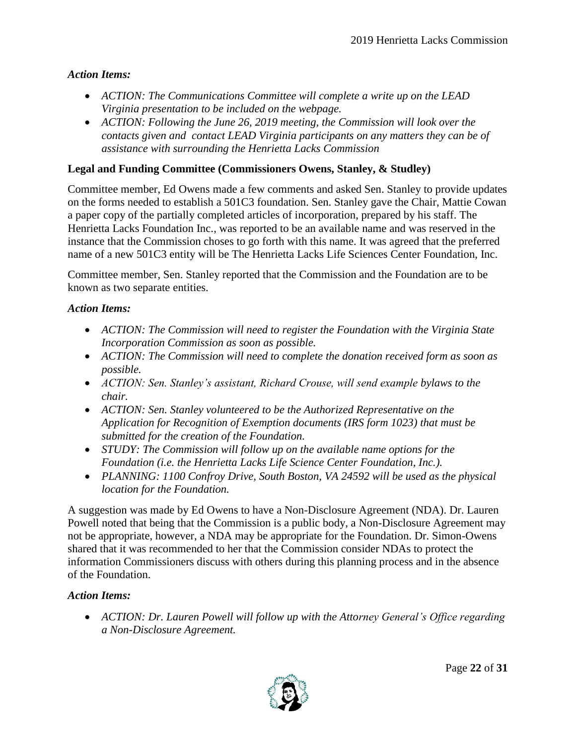### *Action Items:*

- *ACTION: The Communications Committee will complete a write up on the LEAD Virginia presentation to be included on the webpage.*
- *ACTION: Following the June 26, 2019 meeting, the Commission will look over the contacts given and contact LEAD Virginia participants on any matters they can be of assistance with surrounding the Henrietta Lacks Commission*

### Legal and Funding Committee (Commissioners Owens, Stanley, & Studley)

Committee member, Ed Owens made a few comments and asked Sen. Stanley to provide updates on the forms needed to establish a 501C3 foundation. Sen. Stanley gave the Chair, Mattie Cowan a paper copy of the partially completed articles of incorporation, prepared by his staff. The Henrietta Lacks Foundation Inc., was reported to be an available name and was reserved in the instance that the Commission choses to go forth with this name. It was agreed that the preferred name of a new 501C3 entity will be The Henrietta Lacks Life Sciences Center Foundation, Inc.

Committee member, Sen. Stanley reported that the Commission and the Foundation are to be known as two separate entities.

### *Action Items:*

- *ACTION: The Commission will need to register the Foundation with the Virginia State Incorporation Commission as soon as possible.*
- *ACTION: The Commission will need to complete the donation received form as soon as possible.*
- *ACTION: Sen. Stanley's assistant, Richard Crouse, will send example bylaws to the chair.*
- *ACTION: Sen. Stanley volunteered to be the Authorized Representative on the Application for Recognition of Exemption documents (IRS form 1023) that must be submitted for the creation of the Foundation.*
- *STUDY: The Commission will follow up on the available name options for the Foundation (i.e. the Henrietta Lacks Life Science Center Foundation, Inc.).*
- *PLANNING: 1100 Confroy Drive, South Boston, VA 24592 will be used as the physical location for the Foundation.*

A suggestion was made by Ed Owens to have a Non-Disclosure Agreement (NDA). Dr. Lauren Powell noted that being that the Commission is a public body, a Non-Disclosure Agreement may not be appropriate, however, a NDA may be appropriate for the Foundation. Dr. Simon-Owens shared that it was recommended to her that the Commission consider NDAs to protect the information Commissioners discuss with others during this planning process and in the absence of the Foundation.

### *Action Items:*

- *ACTION: Dr. Lauren Powell will follow up with the Attorney General's Office regarding a Non-Disclosure Agreement.*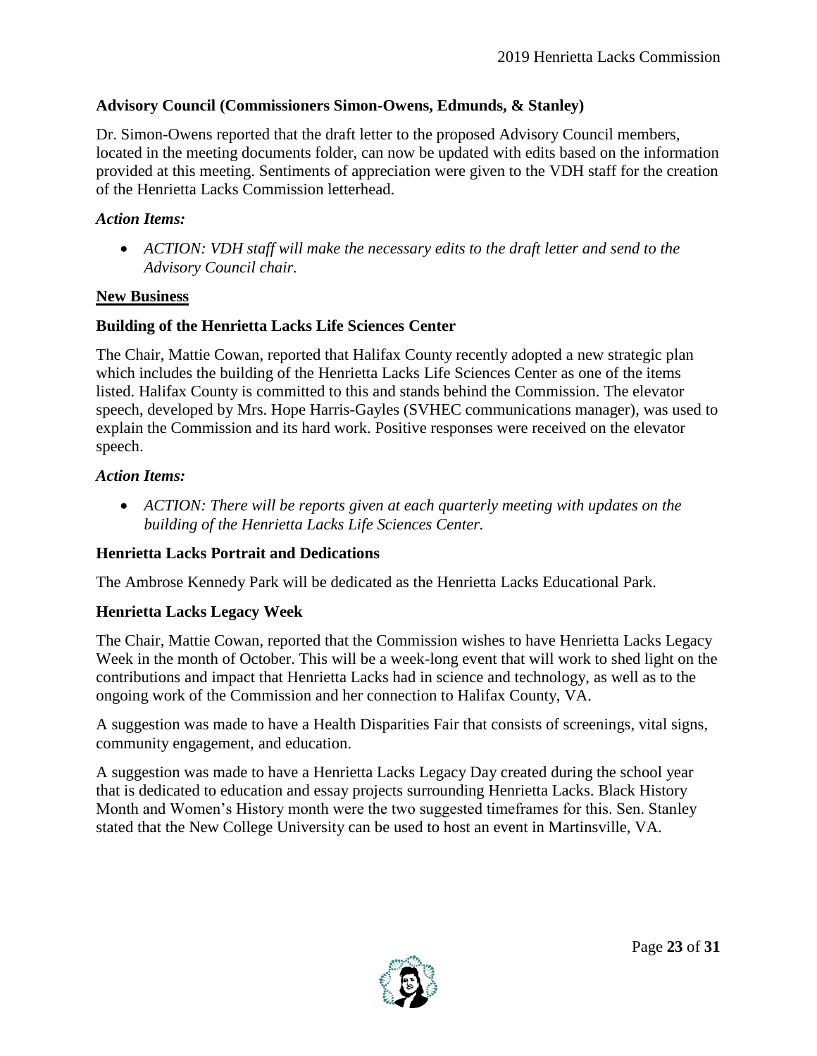**Advisory Council (Commissioners Simon-Owens, Edmunds, & Stanley)**

Dr. Simon-Owens reported that the draft letter to the proposed Advisory Council members, located in the meeting documents folder, can now be updated with edits based on the information provided at this meeting. Sentiments of appreciation were given to the VDH staff for the creation of the Henrietta Lacks Commission letterhead.

***Action Items:***

- *ACTION: VDH staff will make the necessary edits to the draft letter and send to the Advisory Council chair.*

**<u>New Business</u>**

**Building of the Henrietta Lacks Life Sciences Center**

The Chair, Mattie Cowan, reported that Halifax County recently adopted a new strategic plan which includes the building of the Henrietta Lacks Life Sciences Center as one of the items listed. Halifax County is committed to this and stands behind the Commission. The elevator speech, developed by Mrs. Hope Harris-Gayles (SVHEC communications manager), was used to explain the Commission and its hard work. Positive responses were received on the elevator speech.

***Action Items:***

- *ACTION: There will be reports given at each quarterly meeting with updates on the building of the Henrietta Lacks Life Sciences Center.*

**Henrietta Lacks Portrait and Dedications**

The Ambrose Kennedy Park will be dedicated as the Henrietta Lacks Educational Park.

**Henrietta Lacks Legacy Week**

The Chair, Mattie Cowan, reported that the Commission wishes to have Henrietta Lacks Legacy Week in the month of October. This will be a week-long event that will work to shed light on the contributions and impact that Henrietta Lacks had in science and technology, as well as to the ongoing work of the Commission and her connection to Halifax County, VA.

A suggestion was made to have a Health Disparities Fair that consists of screenings, vital signs, community engagement, and education.

A suggestion was made to have a Henrietta Lacks Legacy Day created during the school year that is dedicated to education and essay projects surrounding Henrietta Lacks. Black History Month and Women's History month were the two suggested timeframes for this. Sen. Stanley stated that the New College University can be used to host an event in Martinsville, VA.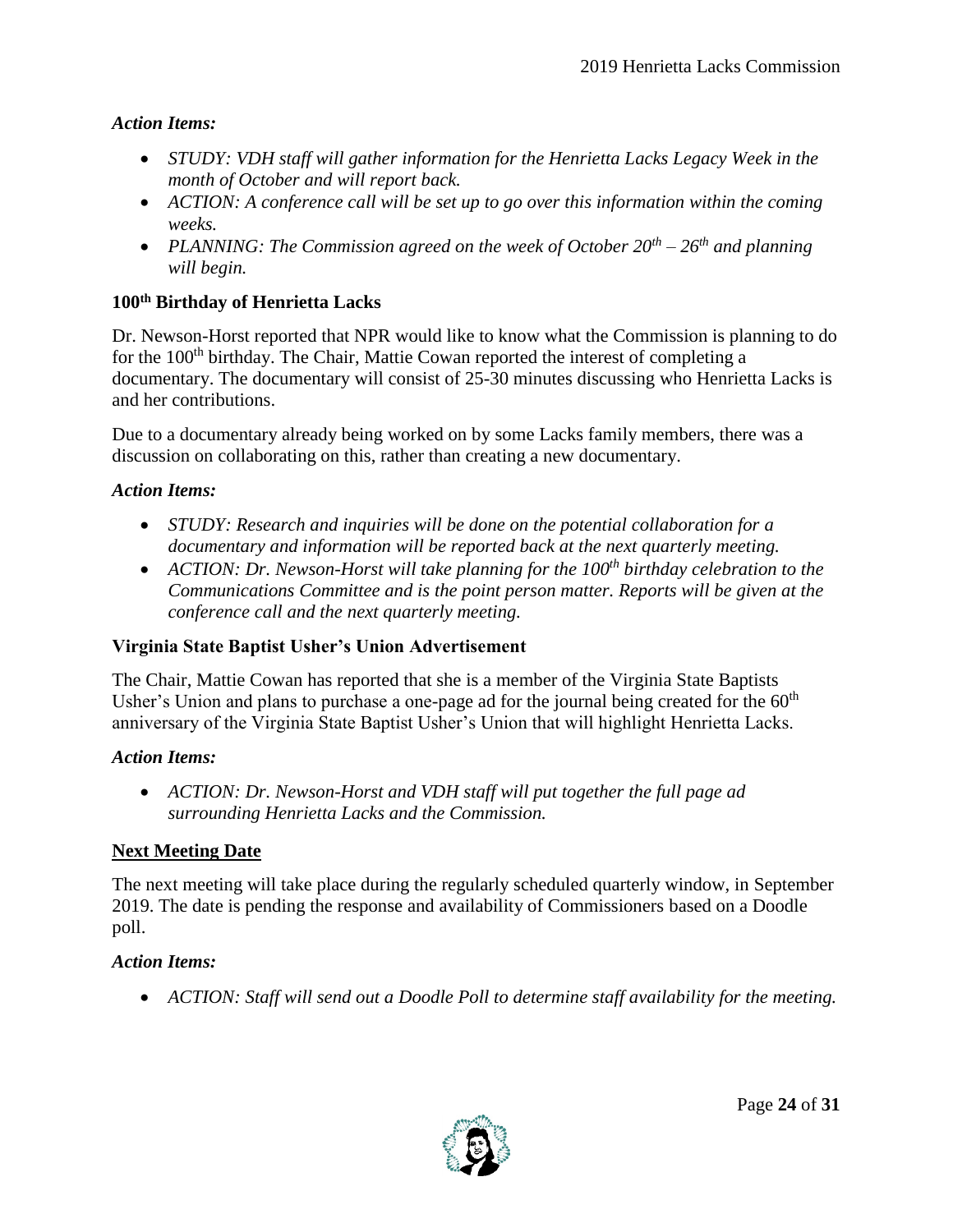### *Action Items:*

- *STUDY: VDH staff will gather information for the Henrietta Lacks Legacy Week in the month of October and will report back.*
- *ACTION: A conference call will be set up to go over this information within the coming weeks.*
- *PLANNING: The Commission agreed on the week of October 20th – 26th and planning will begin.*

### 100th Birthday of Henrietta Lacks

Dr. Newson-Horst reported that NPR would like to know what the Commission is planning to do for the 100th birthday. The Chair, Mattie Cowan reported the interest of completing a documentary. The documentary will consist of 25-30 minutes discussing who Henrietta Lacks is and her contributions.

Due to a documentary already being worked on by some Lacks family members, there was a discussion on collaborating on this, rather than creating a new documentary.

### *Action Items:*

- *STUDY: Research and inquiries will be done on the potential collaboration for a documentary and information will be reported back at the next quarterly meeting.*
- *ACTION: Dr. Newson-Horst will take planning for the 100th birthday celebration to the Communications Committee and is the point person matter. Reports will be given at the conference call and the next quarterly meeting.*

### Virginia State Baptist Usher's Union Advertisement

The Chair, Mattie Cowan has reported that she is a member of the Virginia State Baptists Usher's Union and plans to purchase a one-page ad for the journal being created for the 60th anniversary of the Virginia State Baptist Usher's Union that will highlight Henrietta Lacks.

### *Action Items:*

- *ACTION: Dr. Newson-Horst and VDH staff will put together the full page ad surrounding Henrietta Lacks and the Commission.*

## Next Meeting Date

The next meeting will take place during the regularly scheduled quarterly window, in September 2019. The date is pending the response and availability of Commissioners based on a Doodle poll.

### *Action Items:*

- *ACTION: Staff will send out a Doodle Poll to determine staff availability for the meeting.*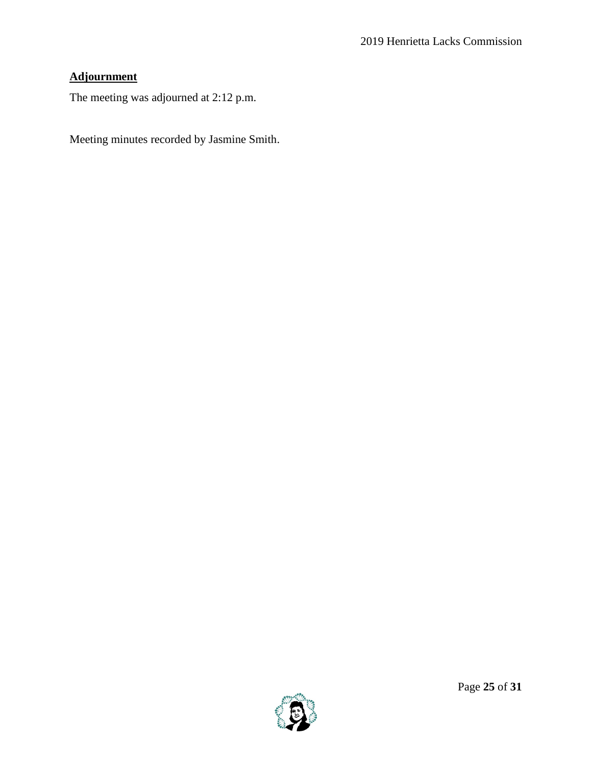## **Adjournment**

The meeting was adjourned at 2:12 p.m.

Meeting minutes recorded by Jasmine Smith.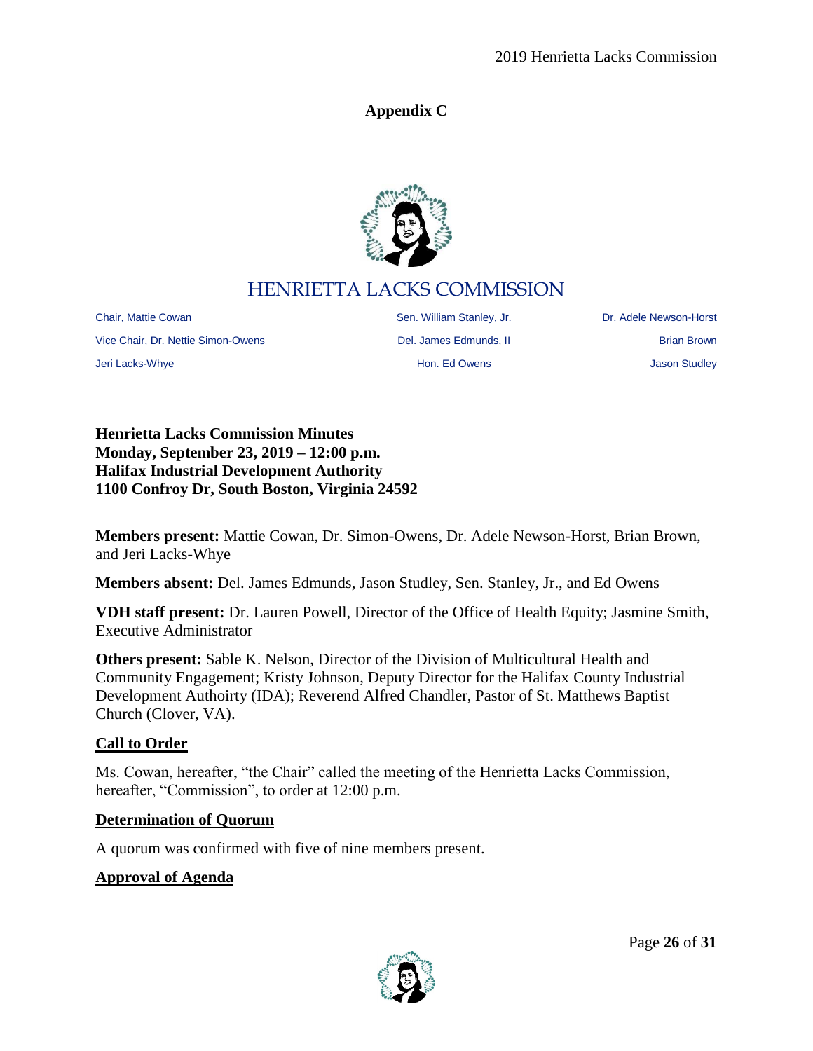**Appendix C**

HENRIETTA LACKS COMMISSION

| | | |
|---|---|---|
| Chair, Mattie Cowan | Sen. William Stanley, Jr. | Dr. Adele Newson-Horst |
| Vice Chair, Dr. Nettie Simon-Owens | Del. James Edmunds, II | Brian Brown |
| Jeri Lacks-Whye | Hon. Ed Owens | Jason Studley |

**Henrietta Lacks Commission Minutes**
**Monday, September 23, 2019 – 12:00 p.m.**
**Halifax Industrial Development Authority**
**1100 Confroy Dr, South Boston, Virginia 24592**

**Members present:** Mattie Cowan, Dr. Simon-Owens, Dr. Adele Newson-Horst, Brian Brown, and Jeri Lacks-Whye

**Members absent:** Del. James Edmunds, Jason Studley, Sen. Stanley, Jr., and Ed Owens

**VDH staff present:** Dr. Lauren Powell, Director of the Office of Health Equity; Jasmine Smith, Executive Administrator

**Others present:** Sable K. Nelson, Director of the Division of Multicultural Health and Community Engagement; Kristy Johnson, Deputy Director for the Halifax County Industrial Development Authoirty (IDA); Reverend Alfred Chandler, Pastor of St. Matthews Baptist Church (Clover, VA).

## Call to Order

Ms. Cowan, hereafter, "the Chair" called the meeting of the Henrietta Lacks Commission, hereafter, "Commission", to order at 12:00 p.m.

## Determination of Quorum

A quorum was confirmed with five of nine members present.

## Approval of Agenda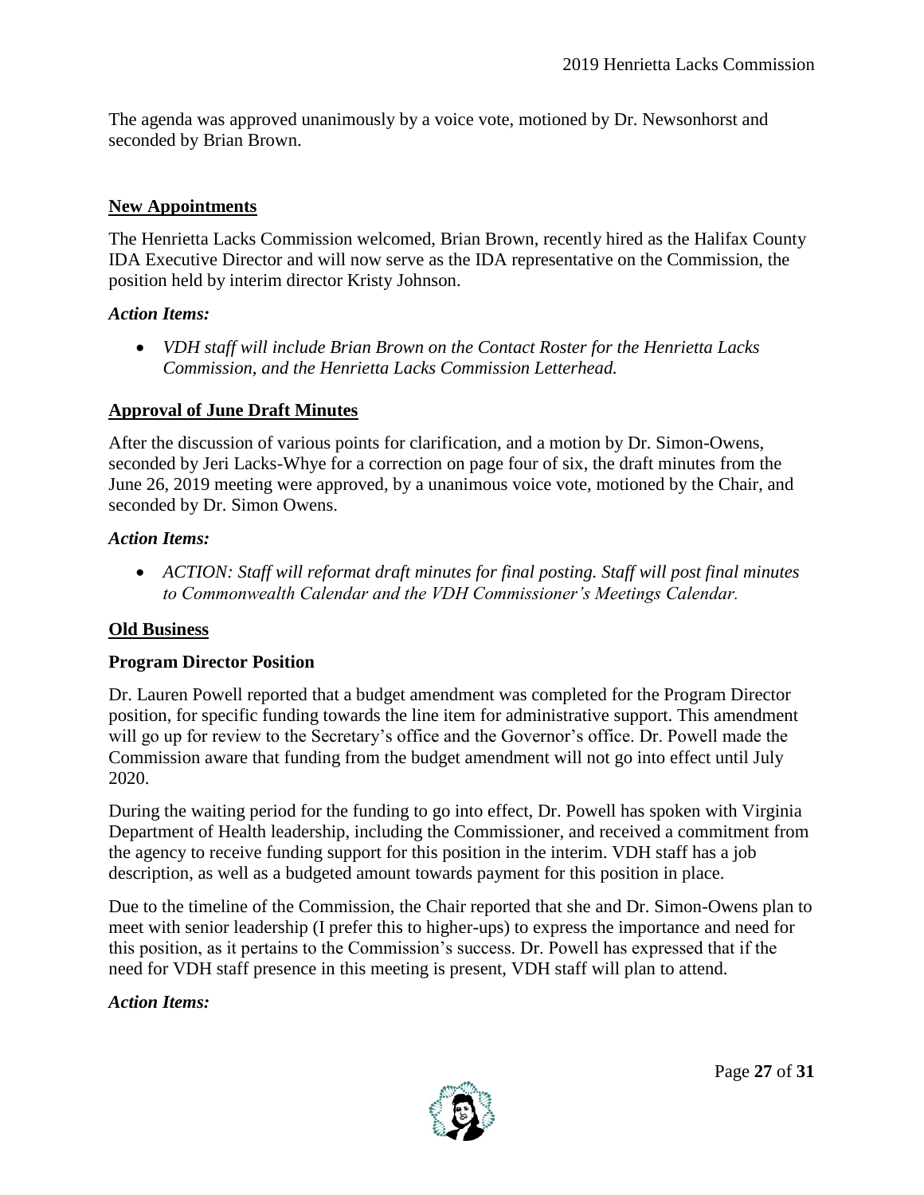The agenda was approved unanimously by a voice vote, motioned by Dr. Newsonhorst and seconded by Brian Brown.

## New Appointments

The Henrietta Lacks Commission welcomed, Brian Brown, recently hired as the Halifax County IDA Executive Director and will now serve as the IDA representative on the Commission, the position held by interim director Kristy Johnson.

### *Action Items:*

- *VDH staff will include Brian Brown on the Contact Roster for the Henrietta Lacks Commission, and the Henrietta Lacks Commission Letterhead.*

## Approval of June Draft Minutes

After the discussion of various points for clarification, and a motion by Dr. Simon-Owens, seconded by Jeri Lacks-Whye for a correction on page four of six, the draft minutes from the June 26, 2019 meeting were approved, by a unanimous voice vote, motioned by the Chair, and seconded by Dr. Simon Owens.

### *Action Items:*

- *ACTION: Staff will reformat draft minutes for final posting. Staff will post final minutes to Commonwealth Calendar and the VDH Commissioner's Meetings Calendar.*

## Old Business

### Program Director Position

Dr. Lauren Powell reported that a budget amendment was completed for the Program Director position, for specific funding towards the line item for administrative support. This amendment will go up for review to the Secretary's office and the Governor's office. Dr. Powell made the Commission aware that funding from the budget amendment will not go into effect until July 2020.

During the waiting period for the funding to go into effect, Dr. Powell has spoken with Virginia Department of Health leadership, including the Commissioner, and received a commitment from the agency to receive funding support for this position in the interim. VDH staff has a job description, as well as a budgeted amount towards payment for this position in place.

Due to the timeline of the Commission, the Chair reported that she and Dr. Simon-Owens plan to meet with senior leadership (I prefer this to higher-ups) to express the importance and need for this position, as it pertains to the Commission's success. Dr. Powell has expressed that if the need for VDH staff presence in this meeting is present, VDH staff will plan to attend.

### *Action Items:*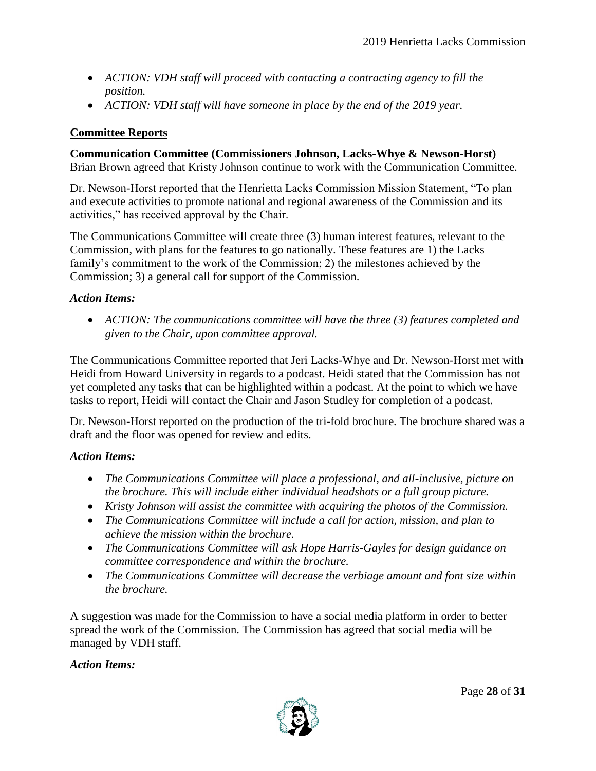- *ACTION: VDH staff will proceed with contacting a contracting agency to fill the position.*
- *ACTION: VDH staff will have someone in place by the end of the 2019 year.*

## Committee Reports

**Communication Committee (Commissioners Johnson, Lacks-Whye & Newson-Horst)**
Brian Brown agreed that Kristy Johnson continue to work with the Communication Committee.

Dr. Newson-Horst reported that the Henrietta Lacks Commission Mission Statement, "To plan and execute activities to promote national and regional awareness of the Commission and its activities," has received approval by the Chair.

The Communications Committee will create three (3) human interest features, relevant to the Commission, with plans for the features to go nationally. These features are 1) the Lacks family's commitment to the work of the Commission; 2) the milestones achieved by the Commission; 3) a general call for support of the Commission.

***Action Items:***

- *ACTION: The communications committee will have the three (3) features completed and given to the Chair, upon committee approval.*

The Communications Committee reported that Jeri Lacks-Whye and Dr. Newson-Horst met with Heidi from Howard University in regards to a podcast. Heidi stated that the Commission has not yet completed any tasks that can be highlighted within a podcast. At the point to which we have tasks to report, Heidi will contact the Chair and Jason Studley for completion of a podcast.

Dr. Newson-Horst reported on the production of the tri-fold brochure. The brochure shared was a draft and the floor was opened for review and edits.

***Action Items:***

- *The Communications Committee will place a professional, and all-inclusive, picture on the brochure. This will include either individual headshots or a full group picture.*
- *Kristy Johnson will assist the committee with acquiring the photos of the Commission.*
- *The Communications Committee will include a call for action, mission, and plan to achieve the mission within the brochure.*
- *The Communications Committee will ask Hope Harris-Gayles for design guidance on committee correspondence and within the brochure.*
- *The Communications Committee will decrease the verbiage amount and font size within the brochure.*

A suggestion was made for the Commission to have a social media platform in order to better spread the work of the Commission. The Commission has agreed that social media will be managed by VDH staff.

***Action Items:***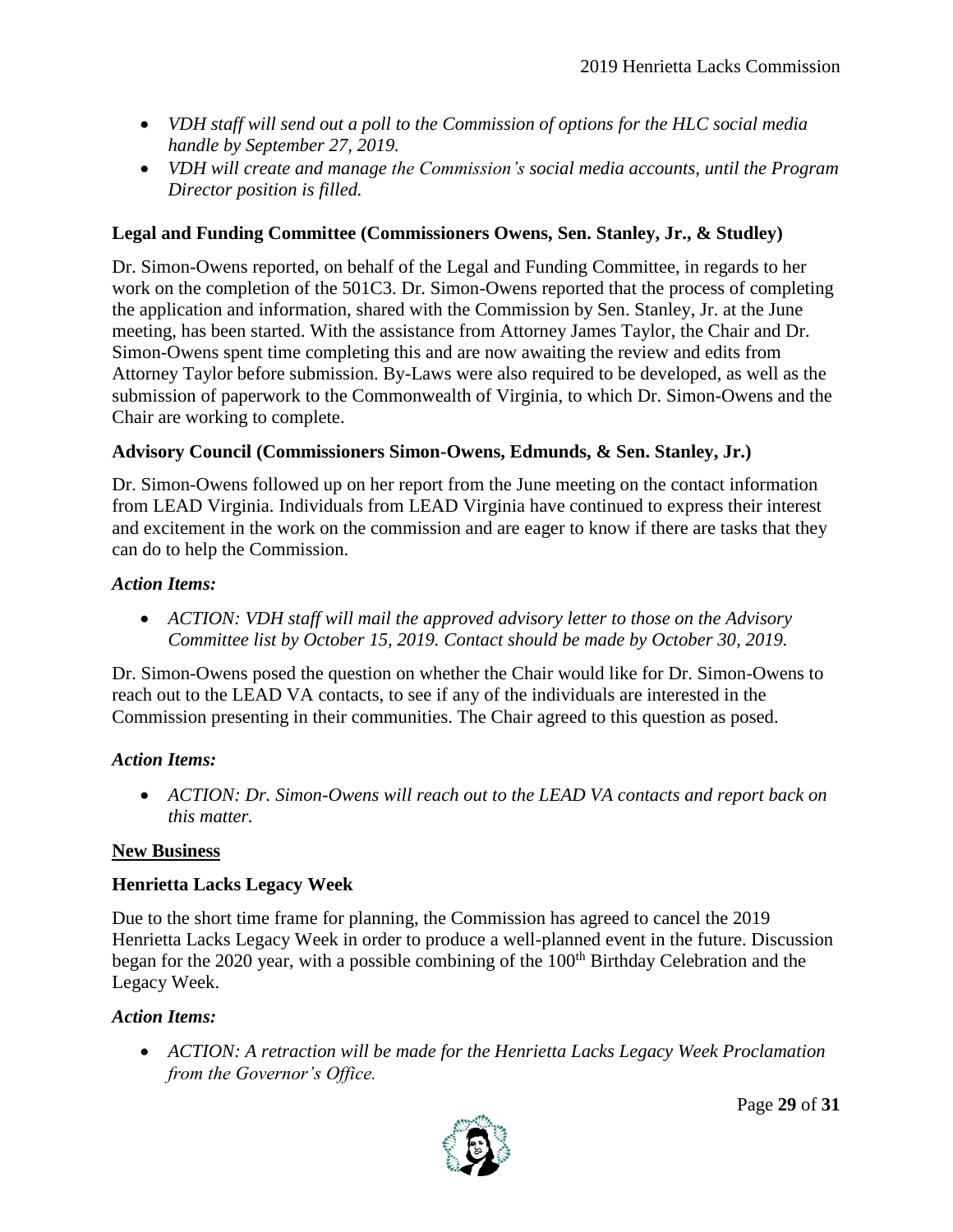- *VDH staff will send out a poll to the Commission of options for the HLC social media handle by September 27, 2019.*
- *VDH will create and manage the Commission's social media accounts, until the Program Director position is filled.*

**Legal and Funding Committee (Commissioners Owens, Sen. Stanley, Jr., & Studley)**

Dr. Simon-Owens reported, on behalf of the Legal and Funding Committee, in regards to her work on the completion of the 501C3. Dr. Simon-Owens reported that the process of completing the application and information, shared with the Commission by Sen. Stanley, Jr. at the June meeting, has been started. With the assistance from Attorney James Taylor, the Chair and Dr. Simon-Owens spent time completing this and are now awaiting the review and edits from Attorney Taylor before submission. By-Laws were also required to be developed, as well as the submission of paperwork to the Commonwealth of Virginia, to which Dr. Simon-Owens and the Chair are working to complete.

**Advisory Council (Commissioners Simon-Owens, Edmunds, & Sen. Stanley, Jr.)**

Dr. Simon-Owens followed up on her report from the June meeting on the contact information from LEAD Virginia. Individuals from LEAD Virginia have continued to express their interest and excitement in the work on the commission and are eager to know if there are tasks that they can do to help the Commission.

***Action Items:***

- *ACTION: VDH staff will mail the approved advisory letter to those on the Advisory Committee list by October 15, 2019. Contact should be made by October 30, 2019.*

Dr. Simon-Owens posed the question on whether the Chair would like for Dr. Simon-Owens to reach out to the LEAD VA contacts, to see if any of the individuals are interested in the Commission presenting in their communities. The Chair agreed to this question as posed.

***Action Items:***

- *ACTION: Dr. Simon-Owens will reach out to the LEAD VA contacts and report back on this matter.*

**New Business**

**Henrietta Lacks Legacy Week**

Due to the short time frame for planning, the Commission has agreed to cancel the 2019 Henrietta Lacks Legacy Week in order to produce a well-planned event in the future. Discussion began for the 2020 year, with a possible combining of the 100th Birthday Celebration and the Legacy Week.

***Action Items:***

- *ACTION: A retraction will be made for the Henrietta Lacks Legacy Week Proclamation from the Governor's Office.*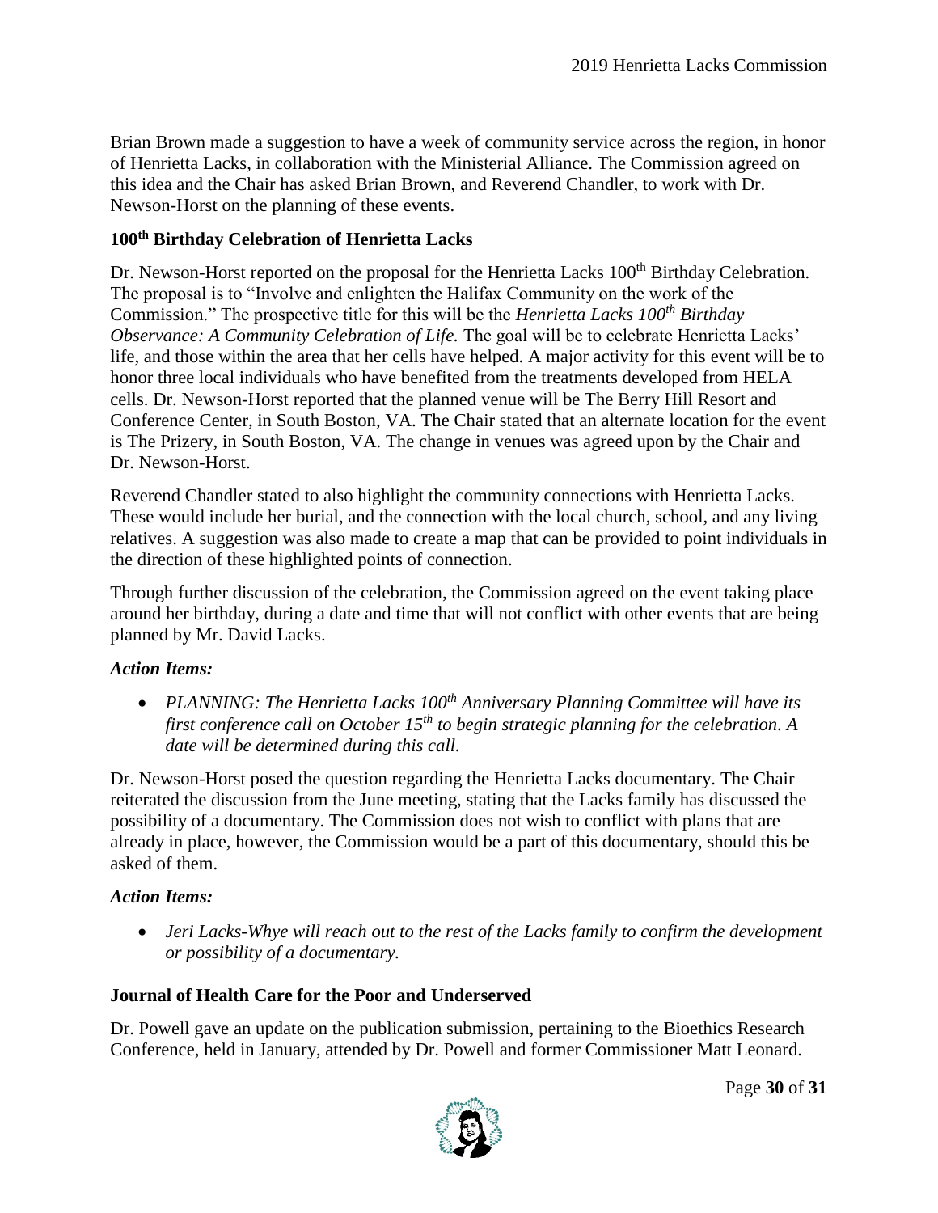Brian Brown made a suggestion to have a week of community service across the region, in honor of Henrietta Lacks, in collaboration with the Ministerial Alliance. The Commission agreed on this idea and the Chair has asked Brian Brown, and Reverend Chandler, to work with Dr. Newson-Horst on the planning of these events.

### 100th Birthday Celebration of Henrietta Lacks

Dr. Newson-Horst reported on the proposal for the Henrietta Lacks 100th Birthday Celebration. The proposal is to "Involve and enlighten the Halifax Community on the work of the Commission." The prospective title for this will be the *Henrietta Lacks 100th Birthday Observance: A Community Celebration of Life.* The goal will be to celebrate Henrietta Lacks' life, and those within the area that her cells have helped. A major activity for this event will be to honor three local individuals who have benefited from the treatments developed from HELA cells. Dr. Newson-Horst reported that the planned venue will be The Berry Hill Resort and Conference Center, in South Boston, VA. The Chair stated that an alternate location for the event is The Prizery, in South Boston, VA. The change in venues was agreed upon by the Chair and Dr. Newson-Horst.

Reverend Chandler stated to also highlight the community connections with Henrietta Lacks. These would include her burial, and the connection with the local church, school, and any living relatives. A suggestion was also made to create a map that can be provided to point individuals in the direction of these highlighted points of connection.

Through further discussion of the celebration, the Commission agreed on the event taking place around her birthday, during a date and time that will not conflict with other events that are being planned by Mr. David Lacks.

***Action Items:***

- *PLANNING: The Henrietta Lacks 100th Anniversary Planning Committee will have its first conference call on October 15th to begin strategic planning for the celebration. A date will be determined during this call.*

Dr. Newson-Horst posed the question regarding the Henrietta Lacks documentary. The Chair reiterated the discussion from the June meeting, stating that the Lacks family has discussed the possibility of a documentary. The Commission does not wish to conflict with plans that are already in place, however, the Commission would be a part of this documentary, should this be asked of them.

***Action Items:***

- *Jeri Lacks-Whye will reach out to the rest of the Lacks family to confirm the development or possibility of a documentary.*

### Journal of Health Care for the Poor and Underserved

Dr. Powell gave an update on the publication submission, pertaining to the Bioethics Research Conference, held in January, attended by Dr. Powell and former Commissioner Matt Leonard.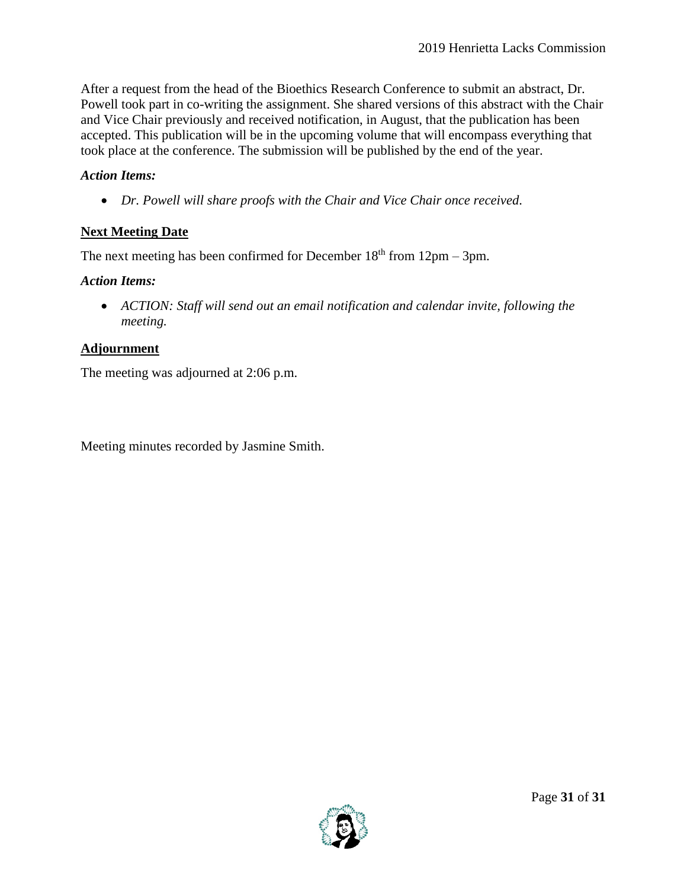After a request from the head of the Bioethics Research Conference to submit an abstract, Dr. Powell took part in co-writing the assignment. She shared versions of this abstract with the Chair and Vice Chair previously and received notification, in August, that the publication has been accepted. This publication will be in the upcoming volume that will encompass everything that took place at the conference. The submission will be published by the end of the year.

***Action Items:***

- *Dr. Powell will share proofs with the Chair and Vice Chair once received.*

## Next Meeting Date

The next meeting has been confirmed for December 18th from 12pm – 3pm.

***Action Items:***

- *ACTION: Staff will send out an email notification and calendar invite, following the meeting.*

## Adjournment

The meeting was adjourned at 2:06 p.m.

Meeting minutes recorded by Jasmine Smith.